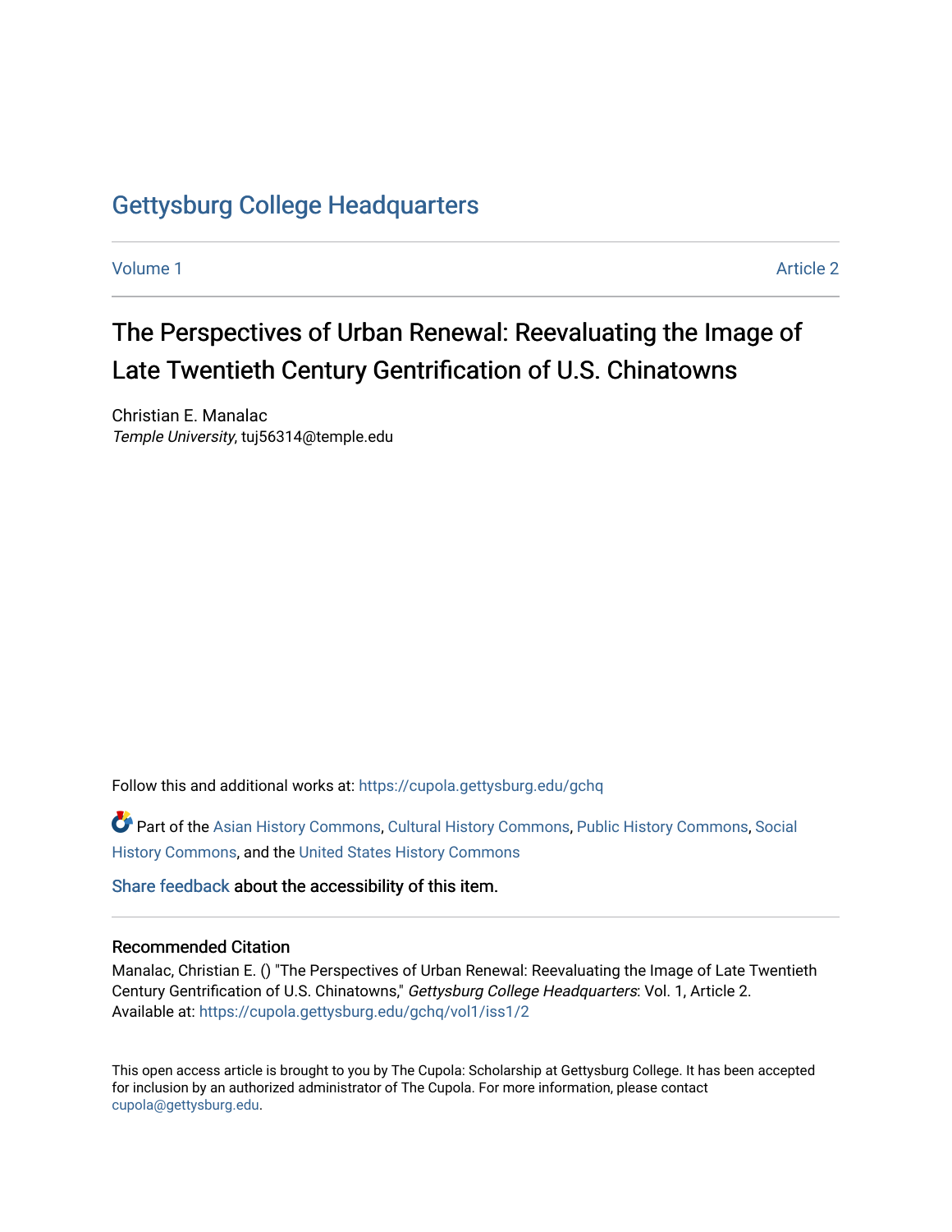# Gettysburg College Headquarters

Volume 1 Article 2

# The Perspectives of Urban Renewal: Reevaluating the Image of Late Twentieth Century Gentrification of U.S. Chinatowns

Christian E. Manalac
*Temple University*, tuj56314@temple.edu

Follow this and additional works at: https://cupola.gettysburg.edu/gchq

Part of the Asian History Commons, Cultural History Commons, Public History Commons, Social History Commons, and the United States History Commons

Share feedback about the accessibility of this item.

## Recommended Citation

Manalac, Christian E. () "The Perspectives of Urban Renewal: Reevaluating the Image of Late Twentieth Century Gentrification of U.S. Chinatowns," *Gettysburg College Headquarters*: Vol. 1, Article 2.
Available at: https://cupola.gettysburg.edu/gchq/vol1/iss1/2

This open access article is brought to you by The Cupola: Scholarship at Gettysburg College. It has been accepted for inclusion by an authorized administrator of The Cupola. For more information, please contact cupola@gettysburg.edu.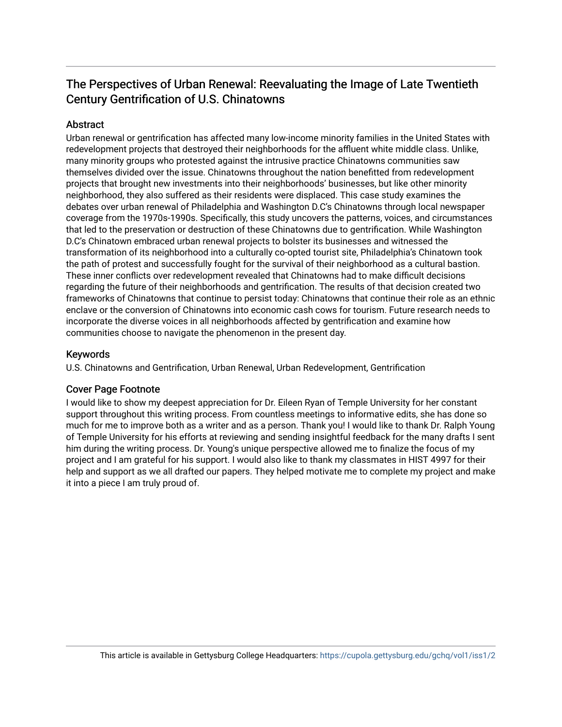# The Perspectives of Urban Renewal: Reevaluating the Image of Late Twentieth Century Gentrification of U.S. Chinatowns

## Abstract

Urban renewal or gentrification has affected many low-income minority families in the United States with redevelopment projects that destroyed their neighborhoods for the affluent white middle class. Unlike, many minority groups who protested against the intrusive practice Chinatowns communities saw themselves divided over the issue. Chinatowns throughout the nation benefitted from redevelopment projects that brought new investments into their neighborhoods' businesses, but like other minority neighborhood, they also suffered as their residents were displaced. This case study examines the debates over urban renewal of Philadelphia and Washington D.C's Chinatowns through local newspaper coverage from the 1970s-1990s. Specifically, this study uncovers the patterns, voices, and circumstances that led to the preservation or destruction of these Chinatowns due to gentrification. While Washington D.C's Chinatown embraced urban renewal projects to bolster its businesses and witnessed the transformation of its neighborhood into a culturally co-opted tourist site, Philadelphia's Chinatown took the path of protest and successfully fought for the survival of their neighborhood as a cultural bastion. These inner conflicts over redevelopment revealed that Chinatowns had to make difficult decisions regarding the future of their neighborhoods and gentrification. The results of that decision created two frameworks of Chinatowns that continue to persist today: Chinatowns that continue their role as an ethnic enclave or the conversion of Chinatowns into economic cash cows for tourism. Future research needs to incorporate the diverse voices in all neighborhoods affected by gentrification and examine how communities choose to navigate the phenomenon in the present day.

## Keywords

U.S. Chinatowns and Gentrification, Urban Renewal, Urban Redevelopment, Gentrification

## Cover Page Footnote

I would like to show my deepest appreciation for Dr. Eileen Ryan of Temple University for her constant support throughout this writing process. From countless meetings to informative edits, she has done so much for me to improve both as a writer and as a person. Thank you! I would like to thank Dr. Ralph Young of Temple University for his efforts at reviewing and sending insightful feedback for the many drafts I sent him during the writing process. Dr. Young's unique perspective allowed me to finalize the focus of my project and I am grateful for his support. I would also like to thank my classmates in HIST 4997 for their help and support as we all drafted our papers. They helped motivate me to complete my project and make it into a piece I am truly proud of.

This article is available in Gettysburg College Headquarters: https://cupola.gettysburg.edu/gchq/vol1/iss1/2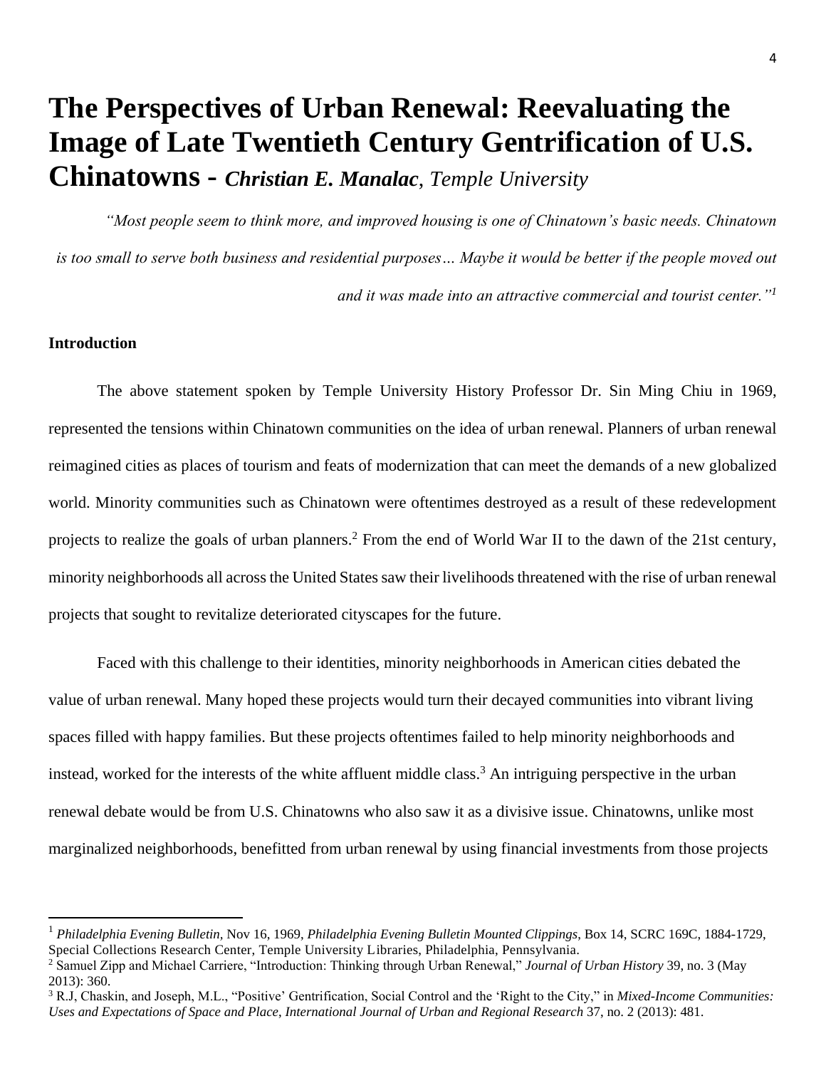# The Perspectives of Urban Renewal: Reevaluating the Image of Late Twentieth Century Gentrification of U.S. Chinatowns - *Christian E. Manalac*, *Temple University*

*"Most people seem to think more, and improved housing is one of Chinatown's basic needs. Chinatown is too small to serve both business and residential purposes… Maybe it would be better if the people moved out and it was made into an attractive commercial and tourist center."*[1]

**Introduction**

The above statement spoken by Temple University History Professor Dr. Sin Ming Chiu in 1969, represented the tensions within Chinatown communities on the idea of urban renewal. Planners of urban renewal reimagined cities as places of tourism and feats of modernization that can meet the demands of a new globalized world. Minority communities such as Chinatown were oftentimes destroyed as a result of these redevelopment projects to realize the goals of urban planners.[2] From the end of World War II to the dawn of the 21st century, minority neighborhoods all across the United States saw their livelihoods threatened with the rise of urban renewal projects that sought to revitalize deteriorated cityscapes for the future.

Faced with this challenge to their identities, minority neighborhoods in American cities debated the value of urban renewal. Many hoped these projects would turn their decayed communities into vibrant living spaces filled with happy families. But these projects oftentimes failed to help minority neighborhoods and instead, worked for the interests of the white affluent middle class.[3] An intriguing perspective in the urban renewal debate would be from U.S. Chinatowns who also saw it as a divisive issue. Chinatowns, unlike most marginalized neighborhoods, benefitted from urban renewal by using financial investments from those projects

---

[1] *Philadelphia Evening Bulletin*, Nov 16, 1969, *Philadelphia Evening Bulletin Mounted Clippings*, Box 14, SCRC 169C, 1884-1729, Special Collections Research Center, Temple University Libraries, Philadelphia, Pennsylvania.

[2] Samuel Zipp and Michael Carriere, "Introduction: Thinking through Urban Renewal," *Journal of Urban History* 39, no. 3 (May 2013): 360.

[3] R.J, Chaskin, and Joseph, M.L., "Positive' Gentrification, Social Control and the 'Right to the City," in *Mixed-Income Communities: Uses and Expectations of Space and Place, International Journal of Urban and Regional Research* 37, no. 2 (2013): 481.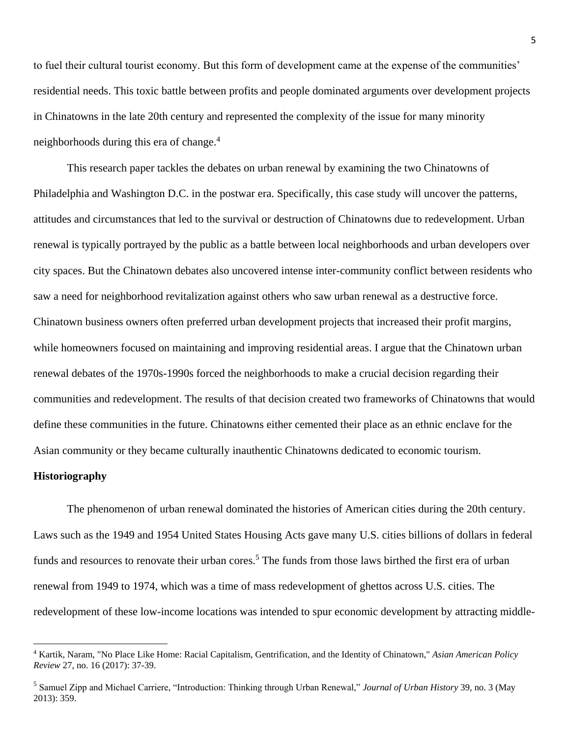to fuel their cultural tourist economy. But this form of development came at the expense of the communities' residential needs. This toxic battle between profits and people dominated arguments over development projects in Chinatowns in the late 20th century and represented the complexity of the issue for many minority neighborhoods during this era of change.[4]

This research paper tackles the debates on urban renewal by examining the two Chinatowns of Philadelphia and Washington D.C. in the postwar era. Specifically, this case study will uncover the patterns, attitudes and circumstances that led to the survival or destruction of Chinatowns due to redevelopment. Urban renewal is typically portrayed by the public as a battle between local neighborhoods and urban developers over city spaces. But the Chinatown debates also uncovered intense inter-community conflict between residents who saw a need for neighborhood revitalization against others who saw urban renewal as a destructive force. Chinatown business owners often preferred urban development projects that increased their profit margins, while homeowners focused on maintaining and improving residential areas. I argue that the Chinatown urban renewal debates of the 1970s-1990s forced the neighborhoods to make a crucial decision regarding their communities and redevelopment. The results of that decision created two frameworks of Chinatowns that would define these communities in the future. Chinatowns either cemented their place as an ethnic enclave for the Asian community or they became culturally inauthentic Chinatowns dedicated to economic tourism.

**Historiography**

The phenomenon of urban renewal dominated the histories of American cities during the 20th century. Laws such as the 1949 and 1954 United States Housing Acts gave many U.S. cities billions of dollars in federal funds and resources to renovate their urban cores.[5] The funds from those laws birthed the first era of urban renewal from 1949 to 1974, which was a time of mass redevelopment of ghettos across U.S. cities. The redevelopment of these low-income locations was intended to spur economic development by attracting middle-

---

[4] Kartik, Naram, "No Place Like Home: Racial Capitalism, Gentrification, and the Identity of Chinatown," *Asian American Policy Review* 27, no. 16 (2017): 37-39.

[5] Samuel Zipp and Michael Carriere, "Introduction: Thinking through Urban Renewal," *Journal of Urban History* 39, no. 3 (May 2013): 359.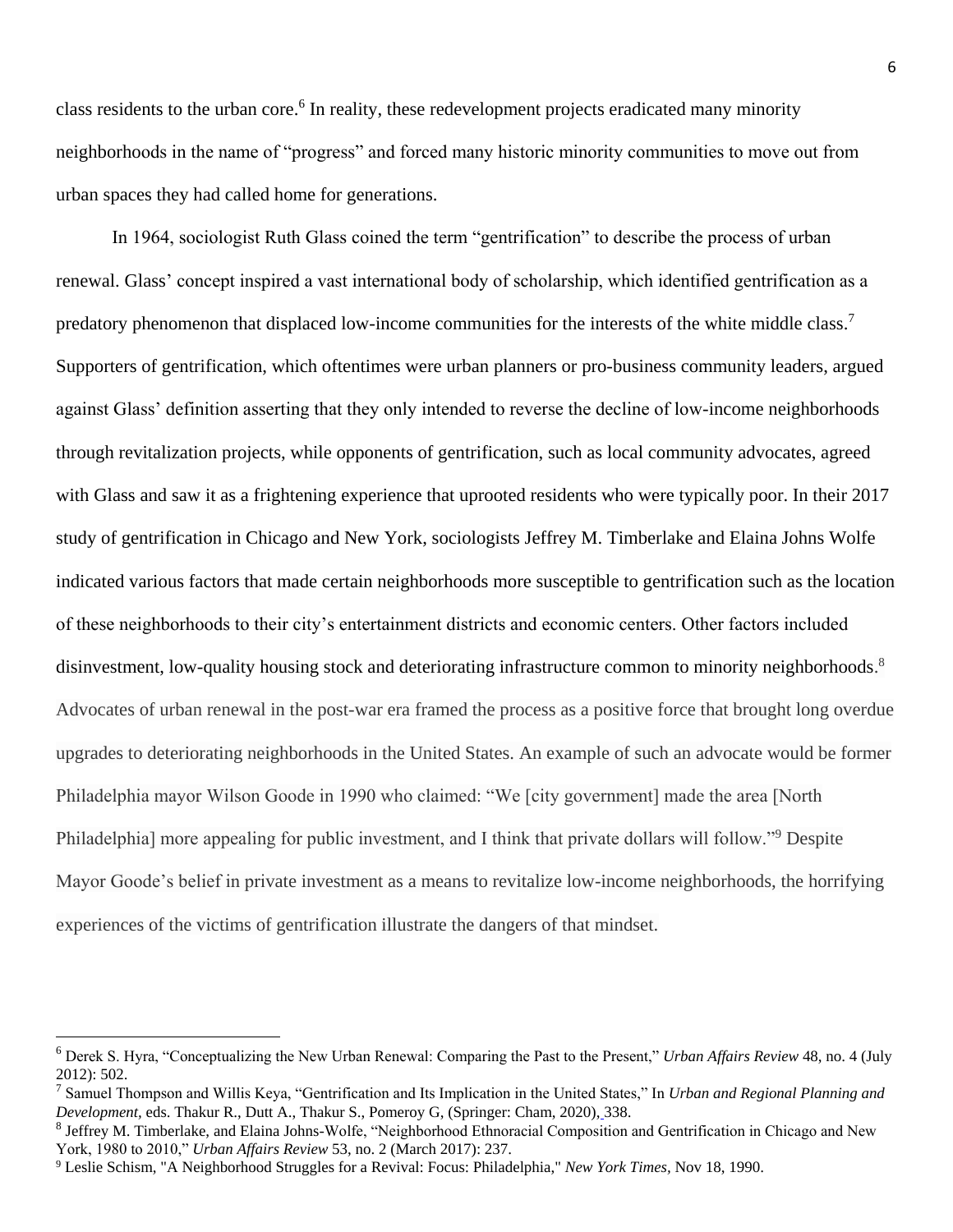class residents to the urban core.[6] In reality, these redevelopment projects eradicated many minority neighborhoods in the name of "progress" and forced many historic minority communities to move out from urban spaces they had called home for generations.

In 1964, sociologist Ruth Glass coined the term "gentrification" to describe the process of urban renewal. Glass' concept inspired a vast international body of scholarship, which identified gentrification as a predatory phenomenon that displaced low-income communities for the interests of the white middle class.[7] Supporters of gentrification, which oftentimes were urban planners or pro-business community leaders, argued against Glass' definition asserting that they only intended to reverse the decline of low-income neighborhoods through revitalization projects, while opponents of gentrification, such as local community advocates, agreed with Glass and saw it as a frightening experience that uprooted residents who were typically poor. In their 2017 study of gentrification in Chicago and New York, sociologists Jeffrey M. Timberlake and Elaina Johns Wolfe indicated various factors that made certain neighborhoods more susceptible to gentrification such as the location of these neighborhoods to their city's entertainment districts and economic centers. Other factors included disinvestment, low-quality housing stock and deteriorating infrastructure common to minority neighborhoods.[8] Advocates of urban renewal in the post-war era framed the process as a positive force that brought long overdue upgrades to deteriorating neighborhoods in the United States. An example of such an advocate would be former Philadelphia mayor Wilson Goode in 1990 who claimed: "We [city government] made the area [North Philadelphia] more appealing for public investment, and I think that private dollars will follow."[9] Despite Mayor Goode's belief in private investment as a means to revitalize low-income neighborhoods, the horrifying experiences of the victims of gentrification illustrate the dangers of that mindset.

---

[6] Derek S. Hyra, "Conceptualizing the New Urban Renewal: Comparing the Past to the Present," *Urban Affairs Review* 48, no. 4 (July 2012): 502.

[7] Samuel Thompson and Willis Keya, "Gentrification and Its Implication in the United States," In *Urban and Regional Planning and Development*, eds. Thakur R., Dutt A., Thakur S., Pomeroy G, (Springer: Cham, 2020), 338.

[8] Jeffrey M. Timberlake, and Elaina Johns-Wolfe, "Neighborhood Ethnoracial Composition and Gentrification in Chicago and New York, 1980 to 2010," *Urban Affairs Review* 53, no. 2 (March 2017): 237.

[9] Leslie Schism, "A Neighborhood Struggles for a Revival: Focus: Philadelphia," *New York Times*, Nov 18, 1990.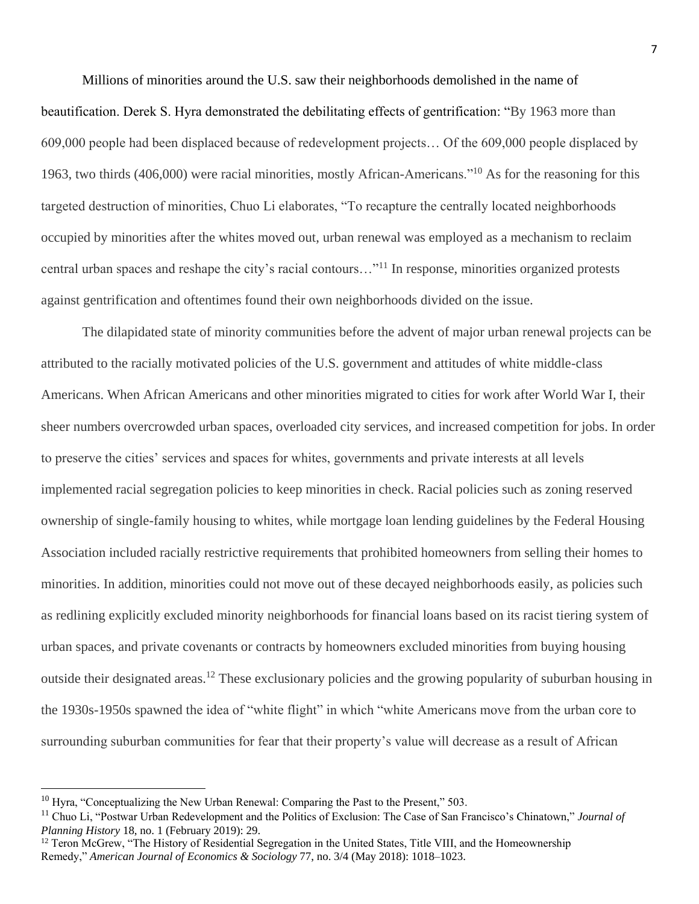Millions of minorities around the U.S. saw their neighborhoods demolished in the name of beautification. Derek S. Hyra demonstrated the debilitating effects of gentrification: "By 1963 more than 609,000 people had been displaced because of redevelopment projects… Of the 609,000 people displaced by 1963, two thirds (406,000) were racial minorities, mostly African-Americans."[10] As for the reasoning for this targeted destruction of minorities, Chuo Li elaborates, "To recapture the centrally located neighborhoods occupied by minorities after the whites moved out, urban renewal was employed as a mechanism to reclaim central urban spaces and reshape the city's racial contours…"[11] In response, minorities organized protests against gentrification and oftentimes found their own neighborhoods divided on the issue.

The dilapidated state of minority communities before the advent of major urban renewal projects can be attributed to the racially motivated policies of the U.S. government and attitudes of white middle-class Americans. When African Americans and other minorities migrated to cities for work after World War I, their sheer numbers overcrowded urban spaces, overloaded city services, and increased competition for jobs. In order to preserve the cities' services and spaces for whites, governments and private interests at all levels implemented racial segregation policies to keep minorities in check. Racial policies such as zoning reserved ownership of single-family housing to whites, while mortgage loan lending guidelines by the Federal Housing Association included racially restrictive requirements that prohibited homeowners from selling their homes to minorities. In addition, minorities could not move out of these decayed neighborhoods easily, as policies such as redlining explicitly excluded minority neighborhoods for financial loans based on its racist tiering system of urban spaces, and private covenants or contracts by homeowners excluded minorities from buying housing outside their designated areas.[12] These exclusionary policies and the growing popularity of suburban housing in the 1930s-1950s spawned the idea of "white flight" in which "white Americans move from the urban core to surrounding suburban communities for fear that their property's value will decrease as a result of African

---

[10] Hyra, "Conceptualizing the New Urban Renewal: Comparing the Past to the Present," 503.

[11] Chuo Li, "Postwar Urban Redevelopment and the Politics of Exclusion: The Case of San Francisco's Chinatown," *Journal of Planning History* 18, no. 1 (February 2019): 29.

[12] Teron McGrew, "The History of Residential Segregation in the United States, Title VIII, and the Homeownership Remedy," *American Journal of Economics & Sociology* 77, no. 3/4 (May 2018): 1018–1023.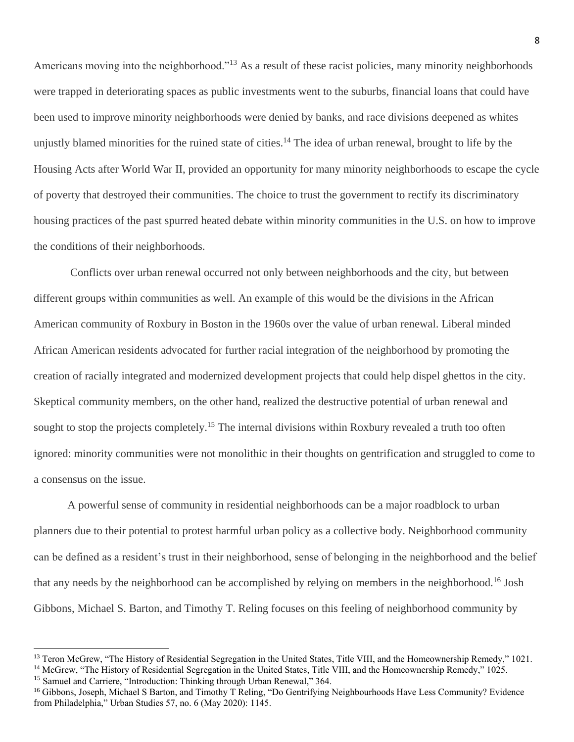Americans moving into the neighborhood."[13] As a result of these racist policies, many minority neighborhoods were trapped in deteriorating spaces as public investments went to the suburbs, financial loans that could have been used to improve minority neighborhoods were denied by banks, and race divisions deepened as whites unjustly blamed minorities for the ruined state of cities.[14] The idea of urban renewal, brought to life by the Housing Acts after World War II, provided an opportunity for many minority neighborhoods to escape the cycle of poverty that destroyed their communities. The choice to trust the government to rectify its discriminatory housing practices of the past spurred heated debate within minority communities in the U.S. on how to improve the conditions of their neighborhoods.

Conflicts over urban renewal occurred not only between neighborhoods and the city, but between different groups within communities as well. An example of this would be the divisions in the African American community of Roxbury in Boston in the 1960s over the value of urban renewal. Liberal minded African American residents advocated for further racial integration of the neighborhood by promoting the creation of racially integrated and modernized development projects that could help dispel ghettos in the city. Skeptical community members, on the other hand, realized the destructive potential of urban renewal and sought to stop the projects completely.[15] The internal divisions within Roxbury revealed a truth too often ignored: minority communities were not monolithic in their thoughts on gentrification and struggled to come to a consensus on the issue.

A powerful sense of community in residential neighborhoods can be a major roadblock to urban planners due to their potential to protest harmful urban policy as a collective body. Neighborhood community can be defined as a resident's trust in their neighborhood, sense of belonging in the neighborhood and the belief that any needs by the neighborhood can be accomplished by relying on members in the neighborhood.[16] Josh Gibbons, Michael S. Barton, and Timothy T. Reling focuses on this feeling of neighborhood community by

---

[13] Teron McGrew, "The History of Residential Segregation in the United States, Title VIII, and the Homeownership Remedy," 1021.

[14] McGrew, "The History of Residential Segregation in the United States, Title VIII, and the Homeownership Remedy," 1025.

[15] Samuel and Carriere, "Introduction: Thinking through Urban Renewal," 364.

[16] Gibbons, Joseph, Michael S Barton, and Timothy T Reling, "Do Gentrifying Neighbourhoods Have Less Community? Evidence from Philadelphia," Urban Studies 57, no. 6 (May 2020): 1145.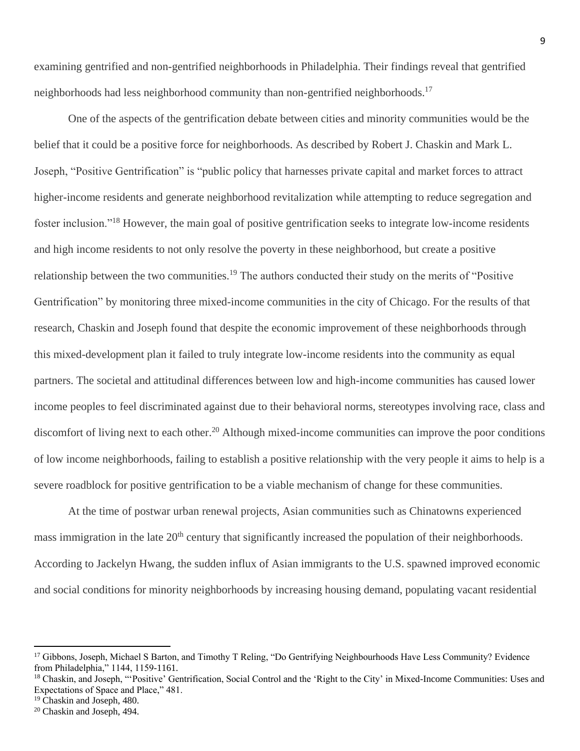examining gentrified and non-gentrified neighborhoods in Philadelphia. Their findings reveal that gentrified neighborhoods had less neighborhood community than non-gentrified neighborhoods.[17]

One of the aspects of the gentrification debate between cities and minority communities would be the belief that it could be a positive force for neighborhoods. As described by Robert J. Chaskin and Mark L. Joseph, "Positive Gentrification" is "public policy that harnesses private capital and market forces to attract higher-income residents and generate neighborhood revitalization while attempting to reduce segregation and foster inclusion."[18] However, the main goal of positive gentrification seeks to integrate low-income residents and high income residents to not only resolve the poverty in these neighborhood, but create a positive relationship between the two communities.[19] The authors conducted their study on the merits of "Positive Gentrification" by monitoring three mixed-income communities in the city of Chicago. For the results of that research, Chaskin and Joseph found that despite the economic improvement of these neighborhoods through this mixed-development plan it failed to truly integrate low-income residents into the community as equal partners. The societal and attitudinal differences between low and high-income communities has caused lower income peoples to feel discriminated against due to their behavioral norms, stereotypes involving race, class and discomfort of living next to each other.[20] Although mixed-income communities can improve the poor conditions of low income neighborhoods, failing to establish a positive relationship with the very people it aims to help is a severe roadblock for positive gentrification to be a viable mechanism of change for these communities.

At the time of postwar urban renewal projects, Asian communities such as Chinatowns experienced mass immigration in the late 20th century that significantly increased the population of their neighborhoods. According to Jackelyn Hwang, the sudden influx of Asian immigrants to the U.S. spawned improved economic and social conditions for minority neighborhoods by increasing housing demand, populating vacant residential

---

[17] Gibbons, Joseph, Michael S Barton, and Timothy T Reling, "Do Gentrifying Neighbourhoods Have Less Community? Evidence from Philadelphia," 1144, 1159-1161.

[18] Chaskin, and Joseph, "'Positive' Gentrification, Social Control and the 'Right to the City' in Mixed-Income Communities: Uses and Expectations of Space and Place," 481.

[19] Chaskin and Joseph, 480.

[20] Chaskin and Joseph, 494.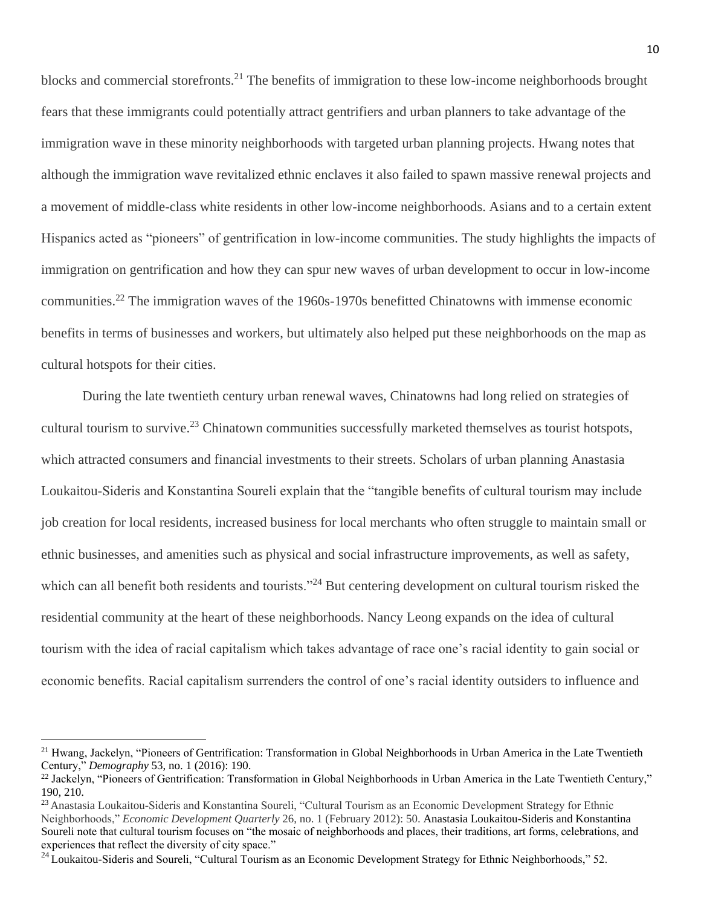blocks and commercial storefronts.[21] The benefits of immigration to these low-income neighborhoods brought fears that these immigrants could potentially attract gentrifiers and urban planners to take advantage of the immigration wave in these minority neighborhoods with targeted urban planning projects. Hwang notes that although the immigration wave revitalized ethnic enclaves it also failed to spawn massive renewal projects and a movement of middle-class white residents in other low-income neighborhoods. Asians and to a certain extent Hispanics acted as "pioneers" of gentrification in low-income communities. The study highlights the impacts of immigration on gentrification and how they can spur new waves of urban development to occur in low-income communities.[22] The immigration waves of the 1960s-1970s benefitted Chinatowns with immense economic benefits in terms of businesses and workers, but ultimately also helped put these neighborhoods on the map as cultural hotspots for their cities.

During the late twentieth century urban renewal waves, Chinatowns had long relied on strategies of cultural tourism to survive.[23] Chinatown communities successfully marketed themselves as tourist hotspots, which attracted consumers and financial investments to their streets. Scholars of urban planning Anastasia Loukaitou-Sideris and Konstantina Soureli explain that the "tangible benefits of cultural tourism may include job creation for local residents, increased business for local merchants who often struggle to maintain small or ethnic businesses, and amenities such as physical and social infrastructure improvements, as well as safety, which can all benefit both residents and tourists."[24] But centering development on cultural tourism risked the residential community at the heart of these neighborhoods. Nancy Leong expands on the idea of cultural tourism with the idea of racial capitalism which takes advantage of race one's racial identity to gain social or economic benefits. Racial capitalism surrenders the control of one's racial identity outsiders to influence and

---

[21] Hwang, Jackelyn, "Pioneers of Gentrification: Transformation in Global Neighborhoods in Urban America in the Late Twentieth Century," *Demography* 53, no. 1 (2016): 190.

[22] Jackelyn, "Pioneers of Gentrification: Transformation in Global Neighborhoods in Urban America in the Late Twentieth Century," 190, 210.

[23] Anastasia Loukaitou-Sideris and Konstantina Soureli, "Cultural Tourism as an Economic Development Strategy for Ethnic Neighborhoods," *Economic Development Quarterly* 26, no. 1 (February 2012): 50. Anastasia Loukaitou-Sideris and Konstantina Soureli note that cultural tourism focuses on "the mosaic of neighborhoods and places, their traditions, art forms, celebrations, and experiences that reflect the diversity of city space."

[24] Loukaitou-Sideris and Soureli, "Cultural Tourism as an Economic Development Strategy for Ethnic Neighborhoods," 52.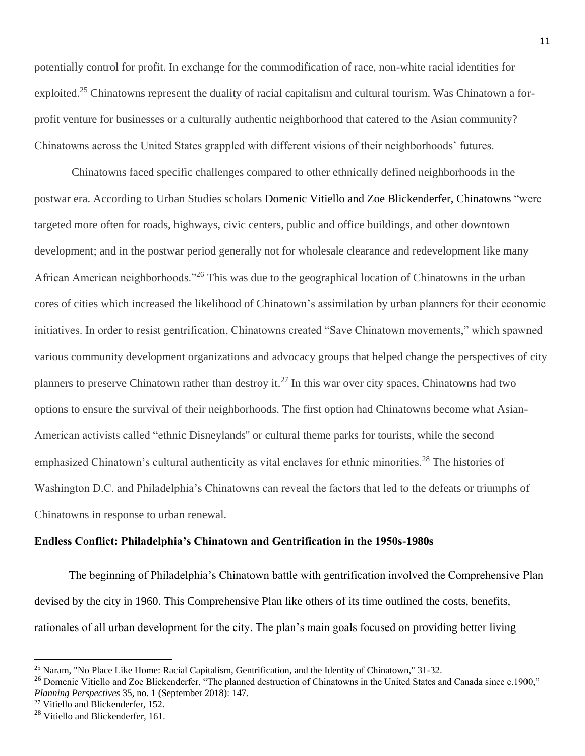potentially control for profit. In exchange for the commodification of race, non-white racial identities for exploited.[25] Chinatowns represent the duality of racial capitalism and cultural tourism. Was Chinatown a for-profit venture for businesses or a culturally authentic neighborhood that catered to the Asian community? Chinatowns across the United States grappled with different visions of their neighborhoods' futures.

Chinatowns faced specific challenges compared to other ethnically defined neighborhoods in the postwar era. According to Urban Studies scholars Domenic Vitiello and Zoe Blickenderfer, Chinatowns "were targeted more often for roads, highways, civic centers, public and office buildings, and other downtown development; and in the postwar period generally not for wholesale clearance and redevelopment like many African American neighborhoods."[26] This was due to the geographical location of Chinatowns in the urban cores of cities which increased the likelihood of Chinatown's assimilation by urban planners for their economic initiatives. In order to resist gentrification, Chinatowns created "Save Chinatown movements," which spawned various community development organizations and advocacy groups that helped change the perspectives of city planners to preserve Chinatown rather than destroy it.[27] In this war over city spaces, Chinatowns had two options to ensure the survival of their neighborhoods. The first option had Chinatowns become what Asian-American activists called "ethnic Disneylands" or cultural theme parks for tourists, while the second emphasized Chinatown's cultural authenticity as vital enclaves for ethnic minorities.[28] The histories of Washington D.C. and Philadelphia's Chinatowns can reveal the factors that led to the defeats or triumphs of Chinatowns in response to urban renewal.

**Endless Conflict: Philadelphia's Chinatown and Gentrification in the 1950s-1980s**

The beginning of Philadelphia's Chinatown battle with gentrification involved the Comprehensive Plan devised by the city in 1960. This Comprehensive Plan like others of its time outlined the costs, benefits, rationales of all urban development for the city. The plan's main goals focused on providing better living

---

[25] Naram, "No Place Like Home: Racial Capitalism, Gentrification, and the Identity of Chinatown," 31-32.

[26] Domenic Vitiello and Zoe Blickenderfer, "The planned destruction of Chinatowns in the United States and Canada since c.1900," *Planning Perspectives* 35, no. 1 (September 2018): 147.

[27] Vitiello and Blickenderfer, 152.

[28] Vitiello and Blickenderfer, 161.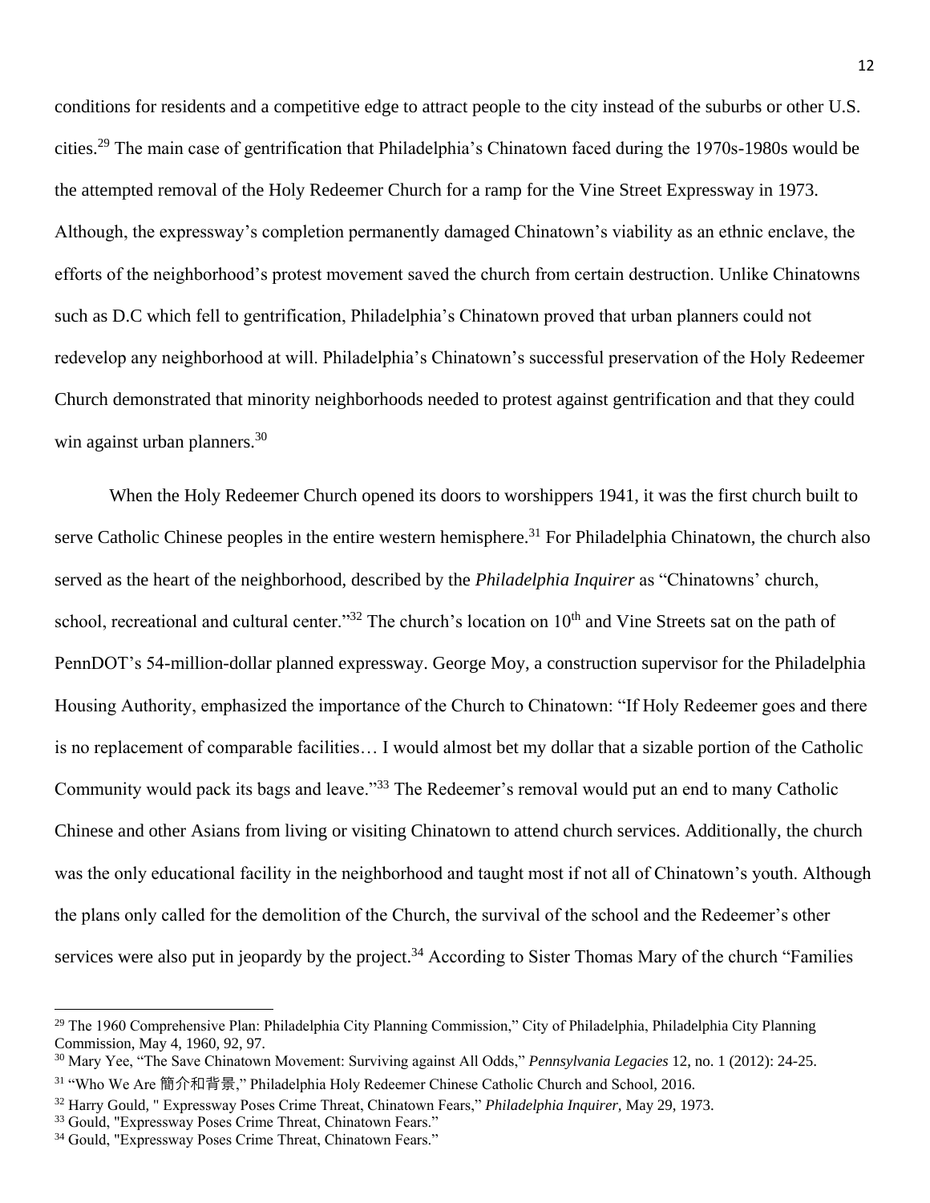conditions for residents and a competitive edge to attract people to the city instead of the suburbs or other U.S. cities.[29] The main case of gentrification that Philadelphia's Chinatown faced during the 1970s-1980s would be the attempted removal of the Holy Redeemer Church for a ramp for the Vine Street Expressway in 1973. Although, the expressway's completion permanently damaged Chinatown's viability as an ethnic enclave, the efforts of the neighborhood's protest movement saved the church from certain destruction. Unlike Chinatowns such as D.C which fell to gentrification, Philadelphia's Chinatown proved that urban planners could not redevelop any neighborhood at will. Philadelphia's Chinatown's successful preservation of the Holy Redeemer Church demonstrated that minority neighborhoods needed to protest against gentrification and that they could win against urban planners.[30]

When the Holy Redeemer Church opened its doors to worshippers 1941, it was the first church built to serve Catholic Chinese peoples in the entire western hemisphere.[31] For Philadelphia Chinatown, the church also served as the heart of the neighborhood, described by the *Philadelphia Inquirer* as "Chinatowns' church, school, recreational and cultural center."[32] The church's location on 10th and Vine Streets sat on the path of PennDOT's 54-million-dollar planned expressway. George Moy, a construction supervisor for the Philadelphia Housing Authority, emphasized the importance of the Church to Chinatown: "If Holy Redeemer goes and there is no replacement of comparable facilities… I would almost bet my dollar that a sizable portion of the Catholic Community would pack its bags and leave."[33] The Redeemer's removal would put an end to many Catholic Chinese and other Asians from living or visiting Chinatown to attend church services. Additionally, the church was the only educational facility in the neighborhood and taught most if not all of Chinatown's youth. Although the plans only called for the demolition of the Church, the survival of the school and the Redeemer's other services were also put in jeopardy by the project.[34] According to Sister Thomas Mary of the church "Families

---

[29] The 1960 Comprehensive Plan: Philadelphia City Planning Commission," City of Philadelphia, Philadelphia City Planning Commission, May 4, 1960, 92, 97.

[30] Mary Yee, "The Save Chinatown Movement: Surviving against All Odds," *Pennsylvania Legacies* 12, no. 1 (2012): 24-25.

[31] "Who We Are 簡介和背景," Philadelphia Holy Redeemer Chinese Catholic Church and School, 2016.

[32] Harry Gould, " Expressway Poses Crime Threat, Chinatown Fears," *Philadelphia Inquirer,* May 29, 1973.

[33] Gould, "Expressway Poses Crime Threat, Chinatown Fears."

[34] Gould, "Expressway Poses Crime Threat, Chinatown Fears."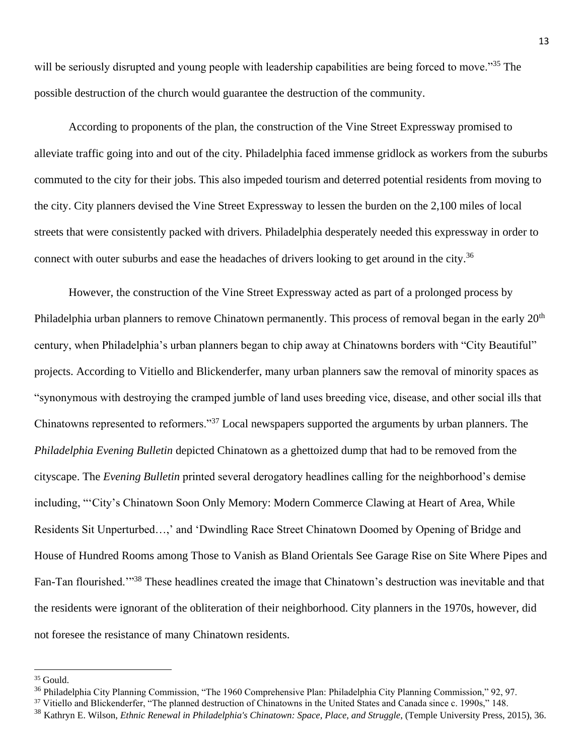will be seriously disrupted and young people with leadership capabilities are being forced to move."[35] The possible destruction of the church would guarantee the destruction of the community.

According to proponents of the plan, the construction of the Vine Street Expressway promised to alleviate traffic going into and out of the city. Philadelphia faced immense gridlock as workers from the suburbs commuted to the city for their jobs. This also impeded tourism and deterred potential residents from moving to the city. City planners devised the Vine Street Expressway to lessen the burden on the 2,100 miles of local streets that were consistently packed with drivers. Philadelphia desperately needed this expressway in order to connect with outer suburbs and ease the headaches of drivers looking to get around in the city.[36]

However, the construction of the Vine Street Expressway acted as part of a prolonged process by Philadelphia urban planners to remove Chinatown permanently. This process of removal began in the early 20th century, when Philadelphia's urban planners began to chip away at Chinatowns borders with "City Beautiful" projects. According to Vitiello and Blickenderfer, many urban planners saw the removal of minority spaces as "synonymous with destroying the cramped jumble of land uses breeding vice, disease, and other social ills that Chinatowns represented to reformers."[37] Local newspapers supported the arguments by urban planners. The *Philadelphia Evening Bulletin* depicted Chinatown as a ghettoized dump that had to be removed from the cityscape. The *Evening Bulletin* printed several derogatory headlines calling for the neighborhood's demise including, "'City's Chinatown Soon Only Memory: Modern Commerce Clawing at Heart of Area, While Residents Sit Unperturbed…,' and 'Dwindling Race Street Chinatown Doomed by Opening of Bridge and House of Hundred Rooms among Those to Vanish as Bland Orientals See Garage Rise on Site Where Pipes and Fan-Tan flourished.'"[38] These headlines created the image that Chinatown's destruction was inevitable and that the residents were ignorant of the obliteration of their neighborhood. City planners in the 1970s, however, did not foresee the resistance of many Chinatown residents.

---

[35] Gould.

[36] Philadelphia City Planning Commission, "The 1960 Comprehensive Plan: Philadelphia City Planning Commission," 92, 97.

[37] Vitiello and Blickenderfer, "The planned destruction of Chinatowns in the United States and Canada since c. 1990s," 148.

[38] Kathryn E. Wilson, *Ethnic Renewal in Philadelphia's Chinatown: Space, Place, and Struggle*, (Temple University Press, 2015), 36.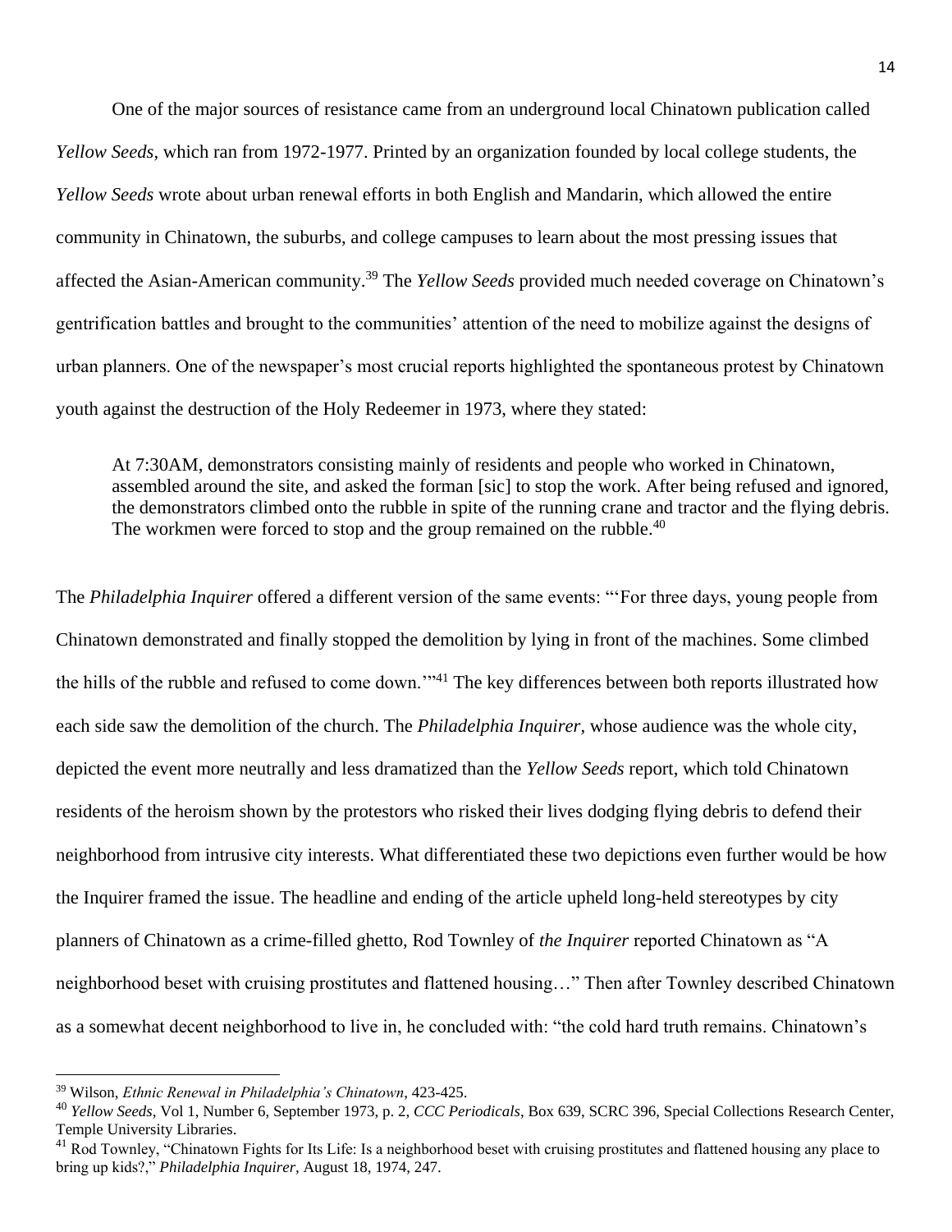One of the major sources of resistance came from an underground local Chinatown publication called *Yellow Seeds*, which ran from 1972-1977. Printed by an organization founded by local college students, the *Yellow Seeds* wrote about urban renewal efforts in both English and Mandarin, which allowed the entire community in Chinatown, the suburbs, and college campuses to learn about the most pressing issues that affected the Asian-American community.[39] The *Yellow Seeds* provided much needed coverage on Chinatown's gentrification battles and brought to the communities' attention of the need to mobilize against the designs of urban planners. One of the newspaper's most crucial reports highlighted the spontaneous protest by Chinatown youth against the destruction of the Holy Redeemer in 1973, where they stated:

> At 7:30AM, demonstrators consisting mainly of residents and people who worked in Chinatown, assembled around the site, and asked the forman [sic] to stop the work. After being refused and ignored, the demonstrators climbed onto the rubble in spite of the running crane and tractor and the flying debris. The workmen were forced to stop and the group remained on the rubble.[40]

The *Philadelphia Inquirer* offered a different version of the same events: "'For three days, young people from Chinatown demonstrated and finally stopped the demolition by lying in front of the machines. Some climbed the hills of the rubble and refused to come down.'"[41] The key differences between both reports illustrated how each side saw the demolition of the church. The *Philadelphia Inquirer*, whose audience was the whole city, depicted the event more neutrally and less dramatized than the *Yellow Seeds* report, which told Chinatown residents of the heroism shown by the protestors who risked their lives dodging flying debris to defend their neighborhood from intrusive city interests. What differentiated these two depictions even further would be how the Inquirer framed the issue. The headline and ending of the article upheld long-held stereotypes by city planners of Chinatown as a crime-filled ghetto, Rod Townley of *the Inquirer* reported Chinatown as "A neighborhood beset with cruising prostitutes and flattened housing…" Then after Townley described Chinatown as a somewhat decent neighborhood to live in, he concluded with: "the cold hard truth remains. Chinatown's

---

[39] Wilson, *Ethnic Renewal in Philadelphia's Chinatown*, 423-425.

[40] *Yellow Seeds*, Vol 1, Number 6, September 1973, p. 2, *CCC Periodicals*, Box 639, SCRC 396, Special Collections Research Center, Temple University Libraries.

[41] Rod Townley, "Chinatown Fights for Its Life: Is a neighborhood beset with cruising prostitutes and flattened housing any place to bring up kids?," *Philadelphia Inquirer*, August 18, 1974, 247.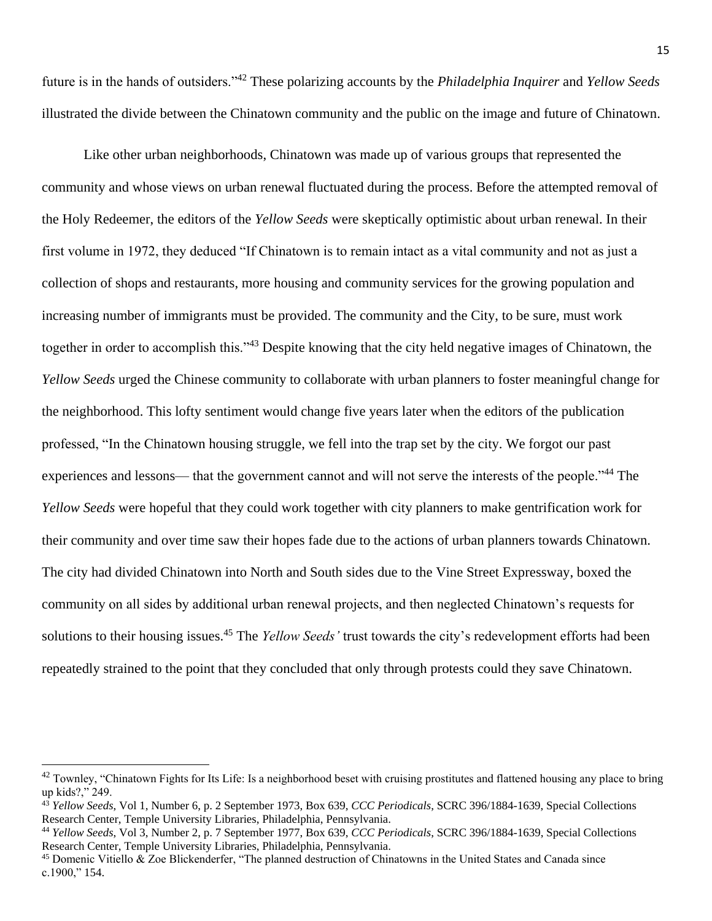future is in the hands of outsiders."[42] These polarizing accounts by the *Philadelphia Inquirer* and *Yellow Seeds* illustrated the divide between the Chinatown community and the public on the image and future of Chinatown.

Like other urban neighborhoods, Chinatown was made up of various groups that represented the community and whose views on urban renewal fluctuated during the process. Before the attempted removal of the Holy Redeemer, the editors of the *Yellow Seeds* were skeptically optimistic about urban renewal. In their first volume in 1972, they deduced "If Chinatown is to remain intact as a vital community and not as just a collection of shops and restaurants, more housing and community services for the growing population and increasing number of immigrants must be provided. The community and the City, to be sure, must work together in order to accomplish this."[43] Despite knowing that the city held negative images of Chinatown, the *Yellow Seeds* urged the Chinese community to collaborate with urban planners to foster meaningful change for the neighborhood. This lofty sentiment would change five years later when the editors of the publication professed, "In the Chinatown housing struggle, we fell into the trap set by the city. We forgot our past experiences and lessons— that the government cannot and will not serve the interests of the people."[44] The *Yellow Seeds* were hopeful that they could work together with city planners to make gentrification work for their community and over time saw their hopes fade due to the actions of urban planners towards Chinatown. The city had divided Chinatown into North and South sides due to the Vine Street Expressway, boxed the community on all sides by additional urban renewal projects, and then neglected Chinatown's requests for solutions to their housing issues.[45] The *Yellow Seeds'* trust towards the city's redevelopment efforts had been repeatedly strained to the point that they concluded that only through protests could they save Chinatown.

---

[42] Townley, "Chinatown Fights for Its Life: Is a neighborhood beset with cruising prostitutes and flattened housing any place to bring up kids?," 249.

[43] *Yellow Seeds*, Vol 1, Number 6, p. 2 September 1973, Box 639, *CCC Periodicals*, SCRC 396/1884-1639, Special Collections Research Center, Temple University Libraries, Philadelphia, Pennsylvania.

[44] *Yellow Seeds*, Vol 3, Number 2, p. 7 September 1977, Box 639, *CCC Periodicals*, SCRC 396/1884-1639, Special Collections Research Center, Temple University Libraries, Philadelphia, Pennsylvania.

[45] Domenic Vitiello & Zoe Blickenderfer, "The planned destruction of Chinatowns in the United States and Canada since c.1900," 154.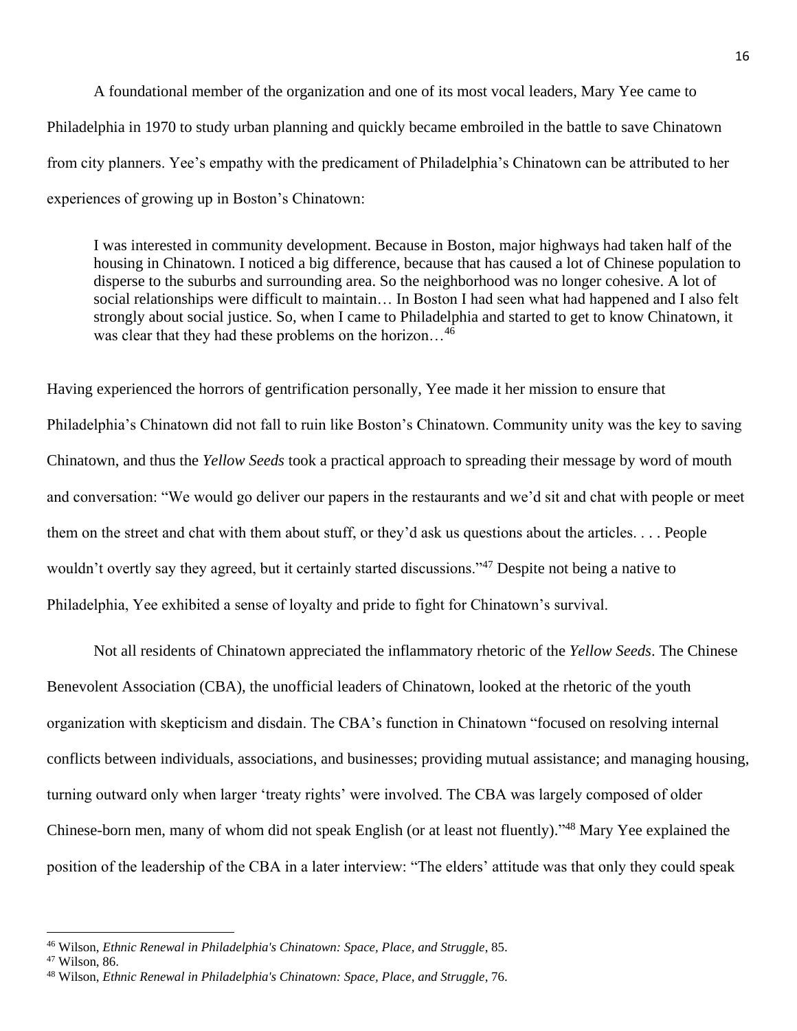A foundational member of the organization and one of its most vocal leaders, Mary Yee came to Philadelphia in 1970 to study urban planning and quickly became embroiled in the battle to save Chinatown from city planners. Yee's empathy with the predicament of Philadelphia's Chinatown can be attributed to her experiences of growing up in Boston's Chinatown:

> I was interested in community development. Because in Boston, major highways had taken half of the housing in Chinatown. I noticed a big difference, because that has caused a lot of Chinese population to disperse to the suburbs and surrounding area. So the neighborhood was no longer cohesive. A lot of social relationships were difficult to maintain… In Boston I had seen what had happened and I also felt strongly about social justice. So, when I came to Philadelphia and started to get to know Chinatown, it was clear that they had these problems on the horizon…[46]

Having experienced the horrors of gentrification personally, Yee made it her mission to ensure that Philadelphia's Chinatown did not fall to ruin like Boston's Chinatown. Community unity was the key to saving Chinatown, and thus the *Yellow Seeds* took a practical approach to spreading their message by word of mouth and conversation: "We would go deliver our papers in the restaurants and we'd sit and chat with people or meet them on the street and chat with them about stuff, or they'd ask us questions about the articles. . . . People wouldn't overtly say they agreed, but it certainly started discussions."[47] Despite not being a native to Philadelphia, Yee exhibited a sense of loyalty and pride to fight for Chinatown's survival.

Not all residents of Chinatown appreciated the inflammatory rhetoric of the *Yellow Seeds*. The Chinese Benevolent Association (CBA), the unofficial leaders of Chinatown, looked at the rhetoric of the youth organization with skepticism and disdain. The CBA's function in Chinatown "focused on resolving internal conflicts between individuals, associations, and businesses; providing mutual assistance; and managing housing, turning outward only when larger 'treaty rights' were involved. The CBA was largely composed of older Chinese-born men, many of whom did not speak English (or at least not fluently)."[48] Mary Yee explained the position of the leadership of the CBA in a later interview: "The elders' attitude was that only they could speak

---

[46] Wilson, *Ethnic Renewal in Philadelphia's Chinatown: Space, Place, and Struggle*, 85.

[47] Wilson, 86.

[48] Wilson, *Ethnic Renewal in Philadelphia's Chinatown: Space, Place, and Struggle*, 76.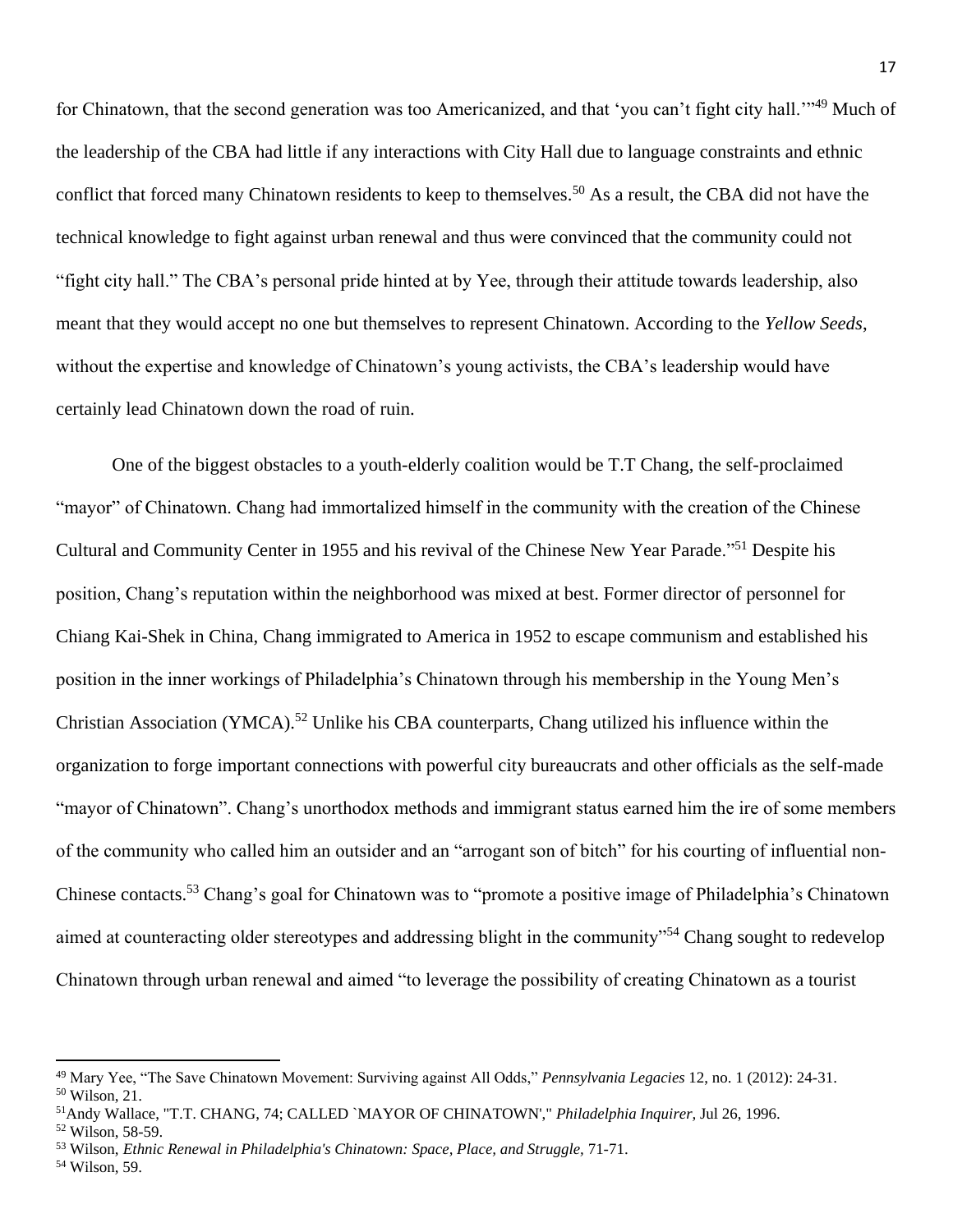for Chinatown, that the second generation was too Americanized, and that 'you can't fight city hall.'"[49] Much of the leadership of the CBA had little if any interactions with City Hall due to language constraints and ethnic conflict that forced many Chinatown residents to keep to themselves.[50] As a result, the CBA did not have the technical knowledge to fight against urban renewal and thus were convinced that the community could not "fight city hall." The CBA's personal pride hinted at by Yee, through their attitude towards leadership, also meant that they would accept no one but themselves to represent Chinatown. According to the *Yellow Seeds*, without the expertise and knowledge of Chinatown's young activists, the CBA's leadership would have certainly lead Chinatown down the road of ruin.

One of the biggest obstacles to a youth-elderly coalition would be T.T Chang, the self-proclaimed "mayor" of Chinatown. Chang had immortalized himself in the community with the creation of the Chinese Cultural and Community Center in 1955 and his revival of the Chinese New Year Parade."[51] Despite his position, Chang's reputation within the neighborhood was mixed at best. Former director of personnel for Chiang Kai-Shek in China, Chang immigrated to America in 1952 to escape communism and established his position in the inner workings of Philadelphia's Chinatown through his membership in the Young Men's Christian Association (YMCA).[52] Unlike his CBA counterparts, Chang utilized his influence within the organization to forge important connections with powerful city bureaucrats and other officials as the self-made "mayor of Chinatown". Chang's unorthodox methods and immigrant status earned him the ire of some members of the community who called him an outsider and an "arrogant son of bitch" for his courting of influential non-Chinese contacts.[53] Chang's goal for Chinatown was to "promote a positive image of Philadelphia's Chinatown aimed at counteracting older stereotypes and addressing blight in the community"[54] Chang sought to redevelop Chinatown through urban renewal and aimed "to leverage the possibility of creating Chinatown as a tourist

---

[49] Mary Yee, "The Save Chinatown Movement: Surviving against All Odds," *Pennsylvania Legacies* 12, no. 1 (2012): 24-31.

[50] Wilson, 21.

[51] Andy Wallace, "T.T. CHANG, 74; CALLED `MAYOR OF CHINATOWN'," *Philadelphia Inquirer,* Jul 26, 1996.

[52] Wilson, 58-59.

[53] Wilson, *Ethnic Renewal in Philadelphia's Chinatown: Space, Place, and Struggle,* 71-71.

[54] Wilson, 59.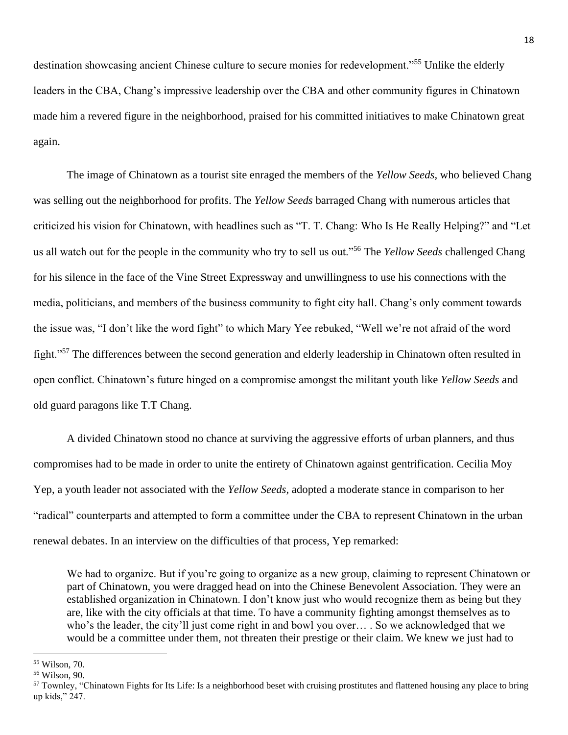destination showcasing ancient Chinese culture to secure monies for redevelopment."[55] Unlike the elderly leaders in the CBA, Chang's impressive leadership over the CBA and other community figures in Chinatown made him a revered figure in the neighborhood, praised for his committed initiatives to make Chinatown great again.

The image of Chinatown as a tourist site enraged the members of the *Yellow Seeds,* who believed Chang was selling out the neighborhood for profits. The *Yellow Seeds* barraged Chang with numerous articles that criticized his vision for Chinatown, with headlines such as "T. T. Chang: Who Is He Really Helping?" and "Let us all watch out for the people in the community who try to sell us out."[56] The *Yellow Seeds* challenged Chang for his silence in the face of the Vine Street Expressway and unwillingness to use his connections with the media, politicians, and members of the business community to fight city hall. Chang's only comment towards the issue was, "I don't like the word fight" to which Mary Yee rebuked, "Well we're not afraid of the word fight."[57] The differences between the second generation and elderly leadership in Chinatown often resulted in open conflict. Chinatown's future hinged on a compromise amongst the militant youth like *Yellow Seeds* and old guard paragons like T.T Chang.

A divided Chinatown stood no chance at surviving the aggressive efforts of urban planners, and thus compromises had to be made in order to unite the entirety of Chinatown against gentrification. Cecilia Moy Yep, a youth leader not associated with the *Yellow Seeds,* adopted a moderate stance in comparison to her "radical" counterparts and attempted to form a committee under the CBA to represent Chinatown in the urban renewal debates. In an interview on the difficulties of that process, Yep remarked:

> We had to organize. But if you're going to organize as a new group, claiming to represent Chinatown or part of Chinatown, you were dragged head on into the Chinese Benevolent Association. They were an established organization in Chinatown. I don't know just who would recognize them as being but they are, like with the city officials at that time. To have a community fighting amongst themselves as to who's the leader, the city'll just come right in and bowl you over… . So we acknowledged that we would be a committee under them, not threaten their prestige or their claim. We knew we just had to

---

[55] Wilson, 70.

[56] Wilson, 90.

[57] Townley, "Chinatown Fights for Its Life: Is a neighborhood beset with cruising prostitutes and flattened housing any place to bring up kids," 247.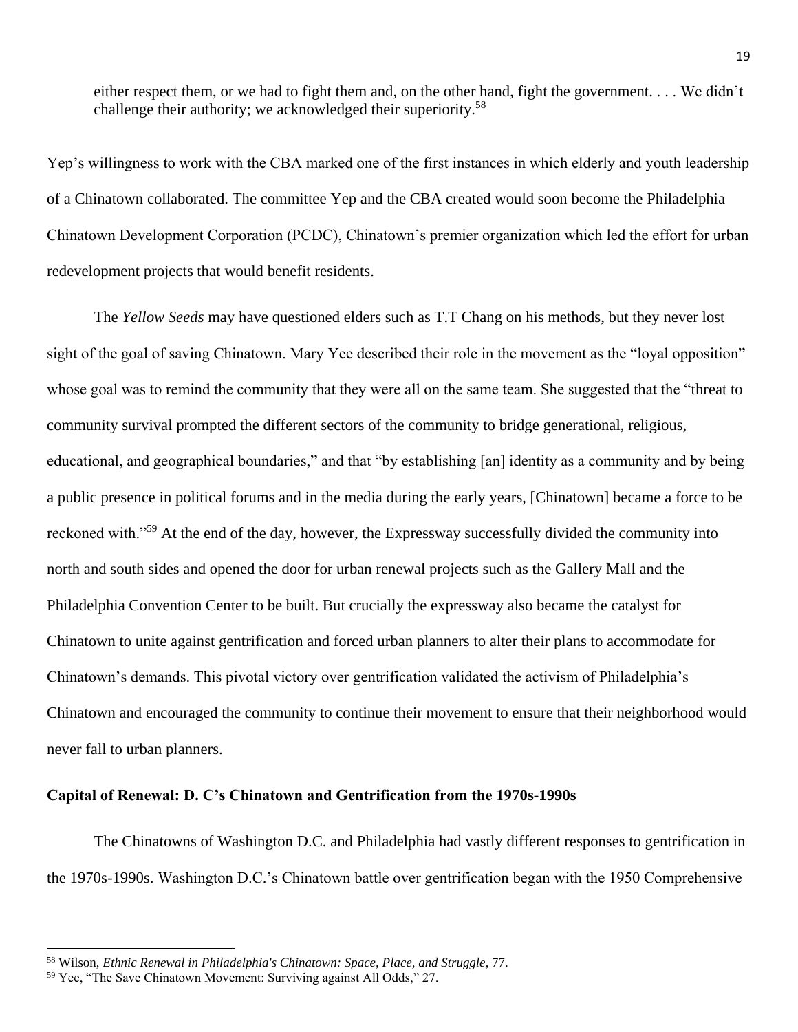either respect them, or we had to fight them and, on the other hand, fight the government. . . . We didn't challenge their authority; we acknowledged their superiority.[58]

Yep's willingness to work with the CBA marked one of the first instances in which elderly and youth leadership of a Chinatown collaborated. The committee Yep and the CBA created would soon become the Philadelphia Chinatown Development Corporation (PCDC), Chinatown's premier organization which led the effort for urban redevelopment projects that would benefit residents.

The *Yellow Seeds* may have questioned elders such as T.T Chang on his methods, but they never lost sight of the goal of saving Chinatown. Mary Yee described their role in the movement as the "loyal opposition" whose goal was to remind the community that they were all on the same team. She suggested that the "threat to community survival prompted the different sectors of the community to bridge generational, religious, educational, and geographical boundaries," and that "by establishing [an] identity as a community and by being a public presence in political forums and in the media during the early years, [Chinatown] became a force to be reckoned with."[59] At the end of the day, however, the Expressway successfully divided the community into north and south sides and opened the door for urban renewal projects such as the Gallery Mall and the Philadelphia Convention Center to be built. But crucially the expressway also became the catalyst for Chinatown to unite against gentrification and forced urban planners to alter their plans to accommodate for Chinatown's demands. This pivotal victory over gentrification validated the activism of Philadelphia's Chinatown and encouraged the community to continue their movement to ensure that their neighborhood would never fall to urban planners.

**Capital of Renewal: D. C's Chinatown and Gentrification from the 1970s-1990s**

The Chinatowns of Washington D.C. and Philadelphia had vastly different responses to gentrification in the 1970s-1990s. Washington D.C.'s Chinatown battle over gentrification began with the 1950 Comprehensive

---

[58] Wilson, *Ethnic Renewal in Philadelphia's Chinatown: Space, Place, and Struggle,* 77.

[59] Yee, "The Save Chinatown Movement: Surviving against All Odds," 27.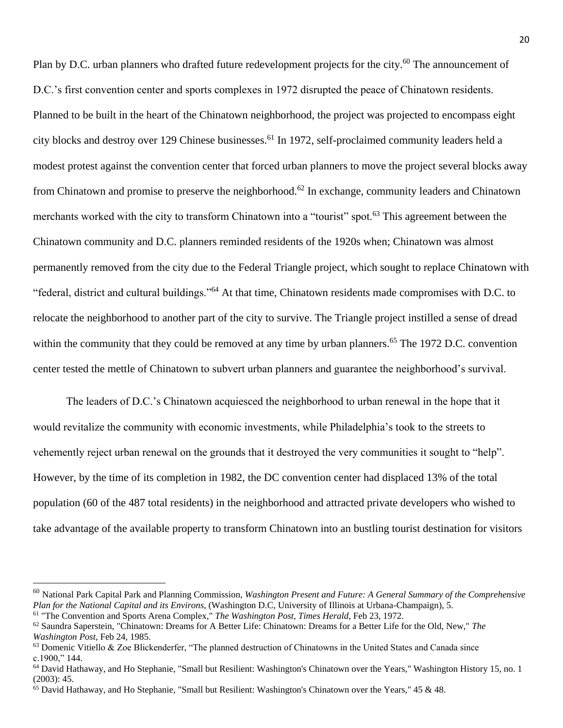Plan by D.C. urban planners who drafted future redevelopment projects for the city.[60] The announcement of D.C.'s first convention center and sports complexes in 1972 disrupted the peace of Chinatown residents. Planned to be built in the heart of the Chinatown neighborhood, the project was projected to encompass eight city blocks and destroy over 129 Chinese businesses.[61] In 1972, self-proclaimed community leaders held a modest protest against the convention center that forced urban planners to move the project several blocks away from Chinatown and promise to preserve the neighborhood.[62] In exchange, community leaders and Chinatown merchants worked with the city to transform Chinatown into a "tourist" spot.[63] This agreement between the Chinatown community and D.C. planners reminded residents of the 1920s when; Chinatown was almost permanently removed from the city due to the Federal Triangle project, which sought to replace Chinatown with "federal, district and cultural buildings."[64] At that time, Chinatown residents made compromises with D.C. to relocate the neighborhood to another part of the city to survive. The Triangle project instilled a sense of dread within the community that they could be removed at any time by urban planners.[65] The 1972 D.C. convention center tested the mettle of Chinatown to subvert urban planners and guarantee the neighborhood's survival.

The leaders of D.C.'s Chinatown acquiesced the neighborhood to urban renewal in the hope that it would revitalize the community with economic investments, while Philadelphia's took to the streets to vehemently reject urban renewal on the grounds that it destroyed the very communities it sought to "help". However, by the time of its completion in 1982, the DC convention center had displaced 13% of the total population (60 of the 487 total residents) in the neighborhood and attracted private developers who wished to take advantage of the available property to transform Chinatown into an bustling tourist destination for visitors

---

[60] National Park Capital Park and Planning Commission, *Washington Present and Future: A General Summary of the Comprehensive Plan for the National Capital and its Environs,* (Washington D.C, University of Illinois at Urbana-Champaign), 5.

[61] "The Convention and Sports Arena Complex," *The Washington Post, Times Herald*, Feb 23, 1972.

[62] Saundra Saperstein, "Chinatown: Dreams for A Better Life: Chinatown: Dreams for a Better Life for the Old, New," *The Washington Post*, Feb 24, 1985.

[63] Domenic Vitiello & Zoe Blickenderfer, "The planned destruction of Chinatowns in the United States and Canada since c.1900," 144.

[64] David Hathaway, and Ho Stephanie, "Small but Resilient: Washington's Chinatown over the Years," Washington History 15, no. 1 (2003): 45.

[65] David Hathaway, and Ho Stephanie, "Small but Resilient: Washington's Chinatown over the Years," 45 & 48.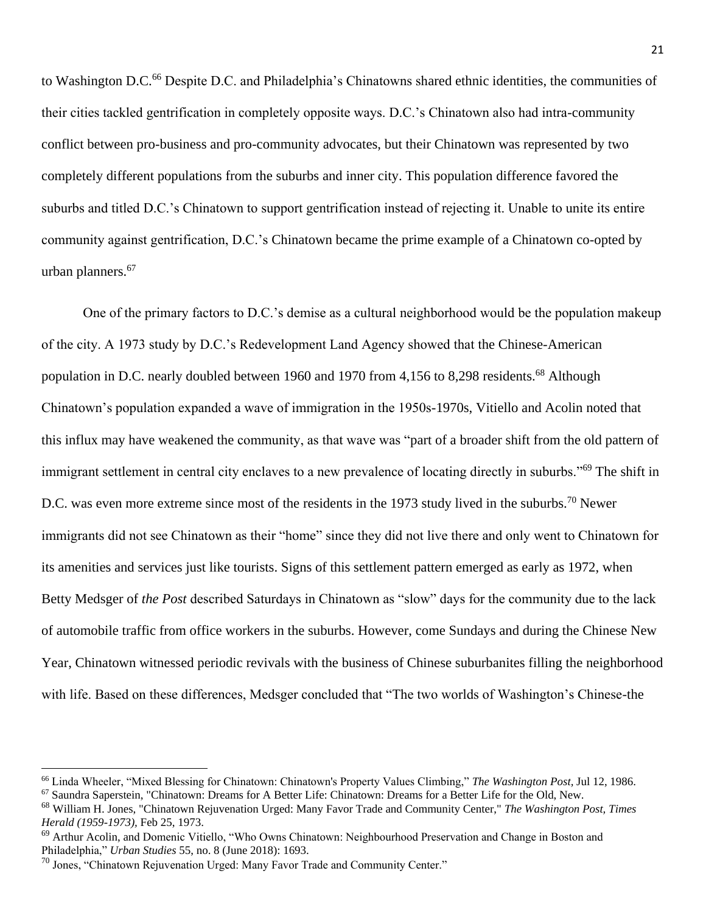to Washington D.C.[66] Despite D.C. and Philadelphia's Chinatowns shared ethnic identities, the communities of their cities tackled gentrification in completely opposite ways. D.C.'s Chinatown also had intra-community conflict between pro-business and pro-community advocates, but their Chinatown was represented by two completely different populations from the suburbs and inner city. This population difference favored the suburbs and titled D.C.'s Chinatown to support gentrification instead of rejecting it. Unable to unite its entire community against gentrification, D.C.'s Chinatown became the prime example of a Chinatown co-opted by urban planners.[67]

One of the primary factors to D.C.'s demise as a cultural neighborhood would be the population makeup of the city. A 1973 study by D.C.'s Redevelopment Land Agency showed that the Chinese-American population in D.C. nearly doubled between 1960 and 1970 from 4,156 to 8,298 residents.[68] Although Chinatown's population expanded a wave of immigration in the 1950s-1970s, Vitiello and Acolin noted that this influx may have weakened the community, as that wave was "part of a broader shift from the old pattern of immigrant settlement in central city enclaves to a new prevalence of locating directly in suburbs."[69] The shift in D.C. was even more extreme since most of the residents in the 1973 study lived in the suburbs.[70] Newer immigrants did not see Chinatown as their "home" since they did not live there and only went to Chinatown for its amenities and services just like tourists. Signs of this settlement pattern emerged as early as 1972, when Betty Medsger of *the Post* described Saturdays in Chinatown as "slow" days for the community due to the lack of automobile traffic from office workers in the suburbs. However, come Sundays and during the Chinese New Year, Chinatown witnessed periodic revivals with the business of Chinese suburbanites filling the neighborhood with life. Based on these differences, Medsger concluded that "The two worlds of Washington's Chinese-the

---

[66] Linda Wheeler, "Mixed Blessing for Chinatown: Chinatown's Property Values Climbing," *The Washington Post*, Jul 12, 1986.

[67] Saundra Saperstein, "Chinatown: Dreams for A Better Life: Chinatown: Dreams for a Better Life for the Old, New.

[68] William H. Jones, "Chinatown Rejuvenation Urged: Many Favor Trade and Community Center," *The Washington Post, Times Herald (1959-1973),* Feb 25, 1973.

[69] Arthur Acolin, and Domenic Vitiello, "Who Owns Chinatown: Neighbourhood Preservation and Change in Boston and Philadelphia," *Urban Studies* 55, no. 8 (June 2018): 1693.

[70] Jones, "Chinatown Rejuvenation Urged: Many Favor Trade and Community Center."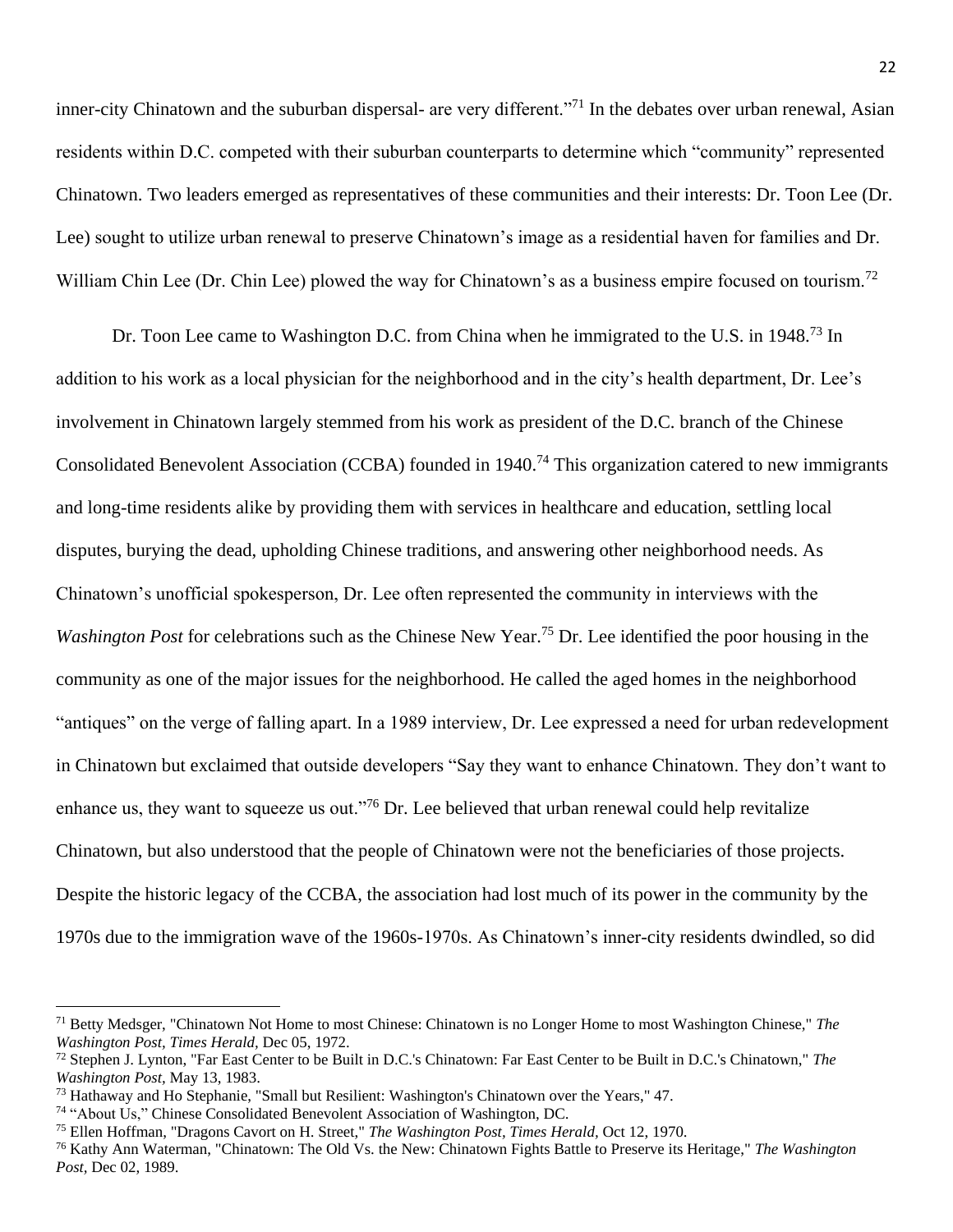inner-city Chinatown and the suburban dispersal- are very different."[71] In the debates over urban renewal, Asian residents within D.C. competed with their suburban counterparts to determine which "community" represented Chinatown. Two leaders emerged as representatives of these communities and their interests: Dr. Toon Lee (Dr. Lee) sought to utilize urban renewal to preserve Chinatown's image as a residential haven for families and Dr. William Chin Lee (Dr. Chin Lee) plowed the way for Chinatown's as a business empire focused on tourism.[72]

Dr. Toon Lee came to Washington D.C. from China when he immigrated to the U.S. in 1948.[73] In addition to his work as a local physician for the neighborhood and in the city's health department, Dr. Lee's involvement in Chinatown largely stemmed from his work as president of the D.C. branch of the Chinese Consolidated Benevolent Association (CCBA) founded in 1940.[74] This organization catered to new immigrants and long-time residents alike by providing them with services in healthcare and education, settling local disputes, burying the dead, upholding Chinese traditions, and answering other neighborhood needs. As Chinatown's unofficial spokesperson, Dr. Lee often represented the community in interviews with the *Washington Post* for celebrations such as the Chinese New Year.[75] Dr. Lee identified the poor housing in the community as one of the major issues for the neighborhood. He called the aged homes in the neighborhood "antiques" on the verge of falling apart. In a 1989 interview, Dr. Lee expressed a need for urban redevelopment in Chinatown but exclaimed that outside developers "Say they want to enhance Chinatown. They don't want to enhance us, they want to squeeze us out."[76] Dr. Lee believed that urban renewal could help revitalize Chinatown, but also understood that the people of Chinatown were not the beneficiaries of those projects. Despite the historic legacy of the CCBA, the association had lost much of its power in the community by the 1970s due to the immigration wave of the 1960s-1970s. As Chinatown's inner-city residents dwindled, so did

---

[71] Betty Medsger, "Chinatown Not Home to most Chinese: Chinatown is no Longer Home to most Washington Chinese," *The Washington Post, Times Herald*, Dec 05, 1972.

[72] Stephen J. Lynton, "Far East Center to be Built in D.C.'s Chinatown: Far East Center to be Built in D.C.'s Chinatown," *The Washington Post*, May 13, 1983.

[73] Hathaway and Ho Stephanie, "Small but Resilient: Washington's Chinatown over the Years," 47.

[74] "About Us," Chinese Consolidated Benevolent Association of Washington, DC.

[75] Ellen Hoffman, "Dragons Cavort on H. Street," *The Washington Post, Times Herald*, Oct 12, 1970.

[76] Kathy Ann Waterman, "Chinatown: The Old Vs. the New: Chinatown Fights Battle to Preserve its Heritage," *The Washington Post*, Dec 02, 1989.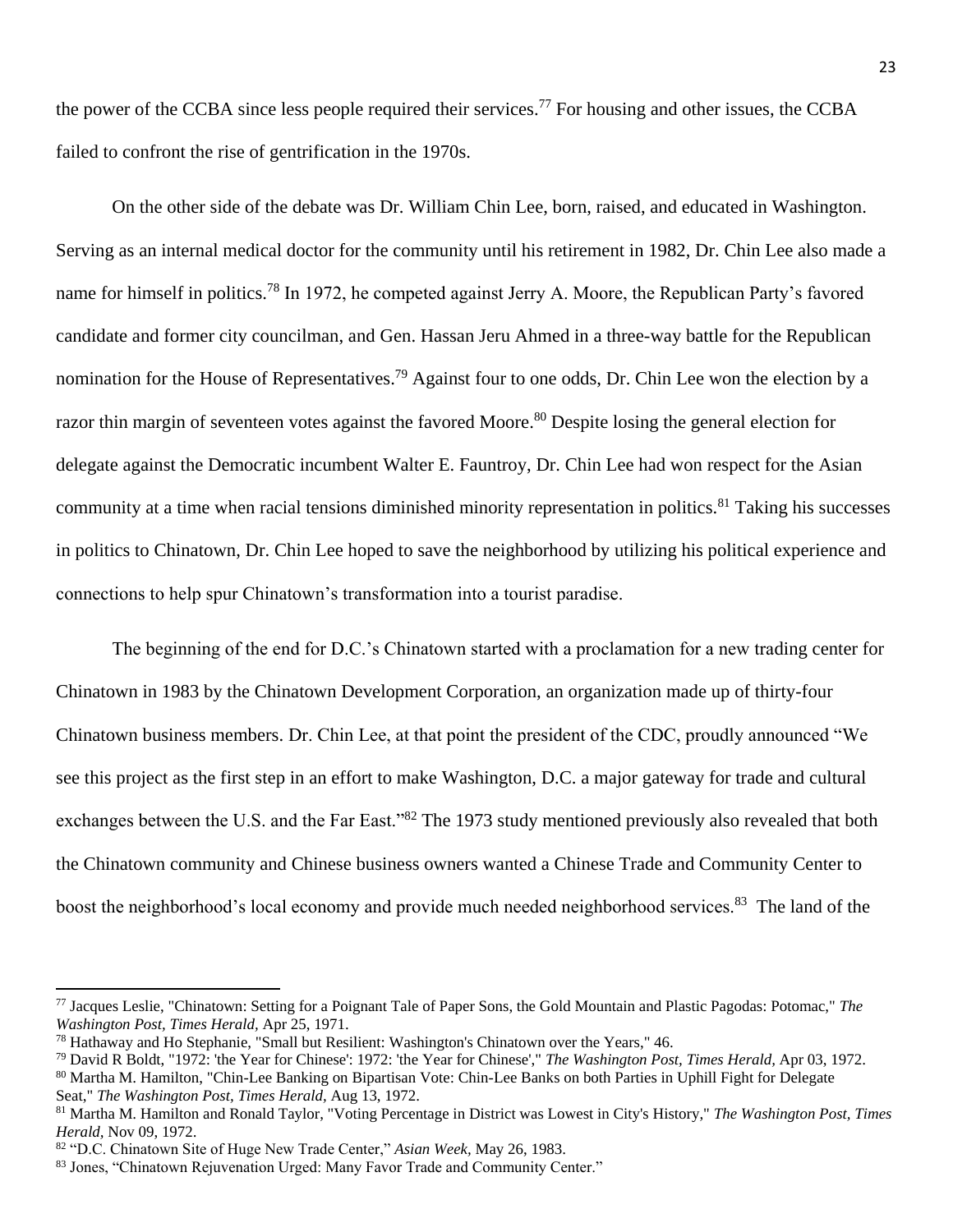the power of the CCBA since less people required their services.[77] For housing and other issues, the CCBA failed to confront the rise of gentrification in the 1970s.

On the other side of the debate was Dr. William Chin Lee, born, raised, and educated in Washington. Serving as an internal medical doctor for the community until his retirement in 1982, Dr. Chin Lee also made a name for himself in politics.[78] In 1972, he competed against Jerry A. Moore, the Republican Party's favored candidate and former city councilman, and Gen. Hassan Jeru Ahmed in a three-way battle for the Republican nomination for the House of Representatives.[79] Against four to one odds, Dr. Chin Lee won the election by a razor thin margin of seventeen votes against the favored Moore.[80] Despite losing the general election for delegate against the Democratic incumbent Walter E. Fauntroy, Dr. Chin Lee had won respect for the Asian community at a time when racial tensions diminished minority representation in politics.[81] Taking his successes in politics to Chinatown, Dr. Chin Lee hoped to save the neighborhood by utilizing his political experience and connections to help spur Chinatown's transformation into a tourist paradise.

The beginning of the end for D.C.'s Chinatown started with a proclamation for a new trading center for Chinatown in 1983 by the Chinatown Development Corporation, an organization made up of thirty-four Chinatown business members. Dr. Chin Lee, at that point the president of the CDC, proudly announced "We see this project as the first step in an effort to make Washington, D.C. a major gateway for trade and cultural exchanges between the U.S. and the Far East."[82] The 1973 study mentioned previously also revealed that both the Chinatown community and Chinese business owners wanted a Chinese Trade and Community Center to boost the neighborhood's local economy and provide much needed neighborhood services.[83] The land of the

---

[77] Jacques Leslie, "Chinatown: Setting for a Poignant Tale of Paper Sons, the Gold Mountain and Plastic Pagodas: Potomac," *The Washington Post, Times Herald,* Apr 25, 1971.

[78] Hathaway and Ho Stephanie, "Small but Resilient: Washington's Chinatown over the Years," 46.

[79] David R Boldt, "1972: 'the Year for Chinese': 1972: 'the Year for Chinese'," *The Washington Post, Times Herald,* Apr 03, 1972.

[80] Martha M. Hamilton, "Chin-Lee Banking on Bipartisan Vote: Chin-Lee Banks on both Parties in Uphill Fight for Delegate Seat," *The Washington Post, Times Herald,* Aug 13, 1972.

[81] Martha M. Hamilton and Ronald Taylor, "Voting Percentage in District was Lowest in City's History," *The Washington Post, Times Herald,* Nov 09, 1972.

[82] "D.C. Chinatown Site of Huge New Trade Center," *Asian Week,* May 26, 1983.

[83] Jones, "Chinatown Rejuvenation Urged: Many Favor Trade and Community Center."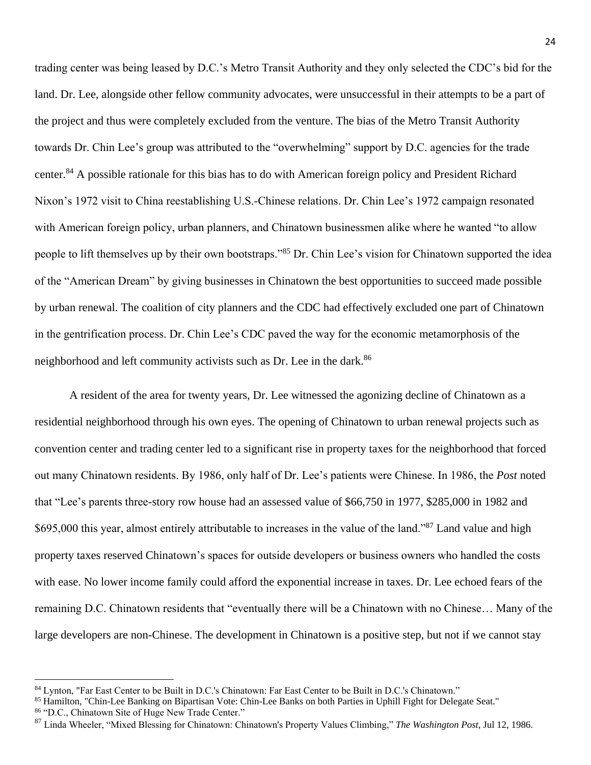trading center was being leased by D.C.'s Metro Transit Authority and they only selected the CDC's bid for the land. Dr. Lee, alongside other fellow community advocates, were unsuccessful in their attempts to be a part of the project and thus were completely excluded from the venture. The bias of the Metro Transit Authority towards Dr. Chin Lee's group was attributed to the "overwhelming" support by D.C. agencies for the trade center.[84] A possible rationale for this bias has to do with American foreign policy and President Richard Nixon's 1972 visit to China reestablishing U.S.-Chinese relations. Dr. Chin Lee's 1972 campaign resonated with American foreign policy, urban planners, and Chinatown businessmen alike where he wanted "to allow people to lift themselves up by their own bootstraps."[85] Dr. Chin Lee's vision for Chinatown supported the idea of the "American Dream" by giving businesses in Chinatown the best opportunities to succeed made possible by urban renewal. The coalition of city planners and the CDC had effectively excluded one part of Chinatown in the gentrification process. Dr. Chin Lee's CDC paved the way for the economic metamorphosis of the neighborhood and left community activists such as Dr. Lee in the dark.[86]

A resident of the area for twenty years, Dr. Lee witnessed the agonizing decline of Chinatown as a residential neighborhood through his own eyes. The opening of Chinatown to urban renewal projects such as convention center and trading center led to a significant rise in property taxes for the neighborhood that forced out many Chinatown residents. By 1986, only half of Dr. Lee's patients were Chinese. In 1986, the *Post* noted that "Lee's parents three-story row house had an assessed value of $66,750 in 1977, $285,000 in 1982 and $695,000 this year, almost entirely attributable to increases in the value of the land."[87] Land value and high property taxes reserved Chinatown's spaces for outside developers or business owners who handled the costs with ease. No lower income family could afford the exponential increase in taxes. Dr. Lee echoed fears of the remaining D.C. Chinatown residents that "eventually there will be a Chinatown with no Chinese… Many of the large developers are non-Chinese. The development in Chinatown is a positive step, but not if we cannot stay

---

[84] Lynton, "Far East Center to be Built in D.C.'s Chinatown: Far East Center to be Built in D.C.'s Chinatown."

[85] Hamilton, "Chin-Lee Banking on Bipartisan Vote: Chin-Lee Banks on both Parties in Uphill Fight for Delegate Seat."

[86] "D.C., Chinatown Site of Huge New Trade Center."

[87] Linda Wheeler, "Mixed Blessing for Chinatown: Chinatown's Property Values Climbing," *The Washington Post*, Jul 12, 1986.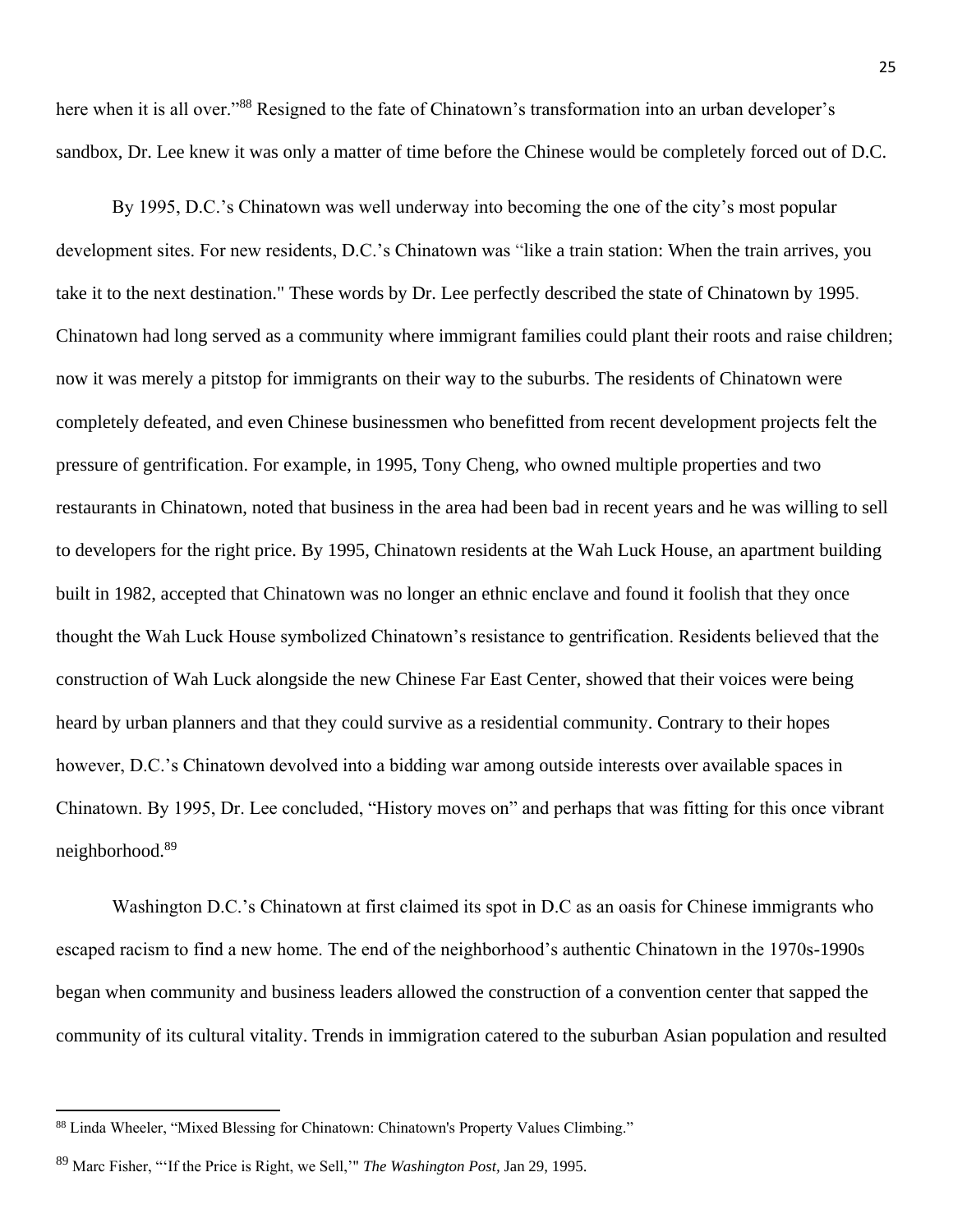here when it is all over."[88] Resigned to the fate of Chinatown's transformation into an urban developer's sandbox, Dr. Lee knew it was only a matter of time before the Chinese would be completely forced out of D.C.

By 1995, D.C.'s Chinatown was well underway into becoming the one of the city's most popular development sites. For new residents, D.C.'s Chinatown was "like a train station: When the train arrives, you take it to the next destination." These words by Dr. Lee perfectly described the state of Chinatown by 1995. Chinatown had long served as a community where immigrant families could plant their roots and raise children; now it was merely a pitstop for immigrants on their way to the suburbs. The residents of Chinatown were completely defeated, and even Chinese businessmen who benefitted from recent development projects felt the pressure of gentrification. For example, in 1995, Tony Cheng, who owned multiple properties and two restaurants in Chinatown, noted that business in the area had been bad in recent years and he was willing to sell to developers for the right price. By 1995, Chinatown residents at the Wah Luck House, an apartment building built in 1982, accepted that Chinatown was no longer an ethnic enclave and found it foolish that they once thought the Wah Luck House symbolized Chinatown's resistance to gentrification. Residents believed that the construction of Wah Luck alongside the new Chinese Far East Center, showed that their voices were being heard by urban planners and that they could survive as a residential community. Contrary to their hopes however, D.C.'s Chinatown devolved into a bidding war among outside interests over available spaces in Chinatown. By 1995, Dr. Lee concluded, "History moves on" and perhaps that was fitting for this once vibrant neighborhood.[89]

Washington D.C.'s Chinatown at first claimed its spot in D.C as an oasis for Chinese immigrants who escaped racism to find a new home. The end of the neighborhood's authentic Chinatown in the 1970s-1990s began when community and business leaders allowed the construction of a convention center that sapped the community of its cultural vitality. Trends in immigration catered to the suburban Asian population and resulted

---

[88] Linda Wheeler, "Mixed Blessing for Chinatown: Chinatown's Property Values Climbing."

[89] Marc Fisher, "'If the Price is Right, we Sell,'" *The Washington Post*, Jan 29, 1995.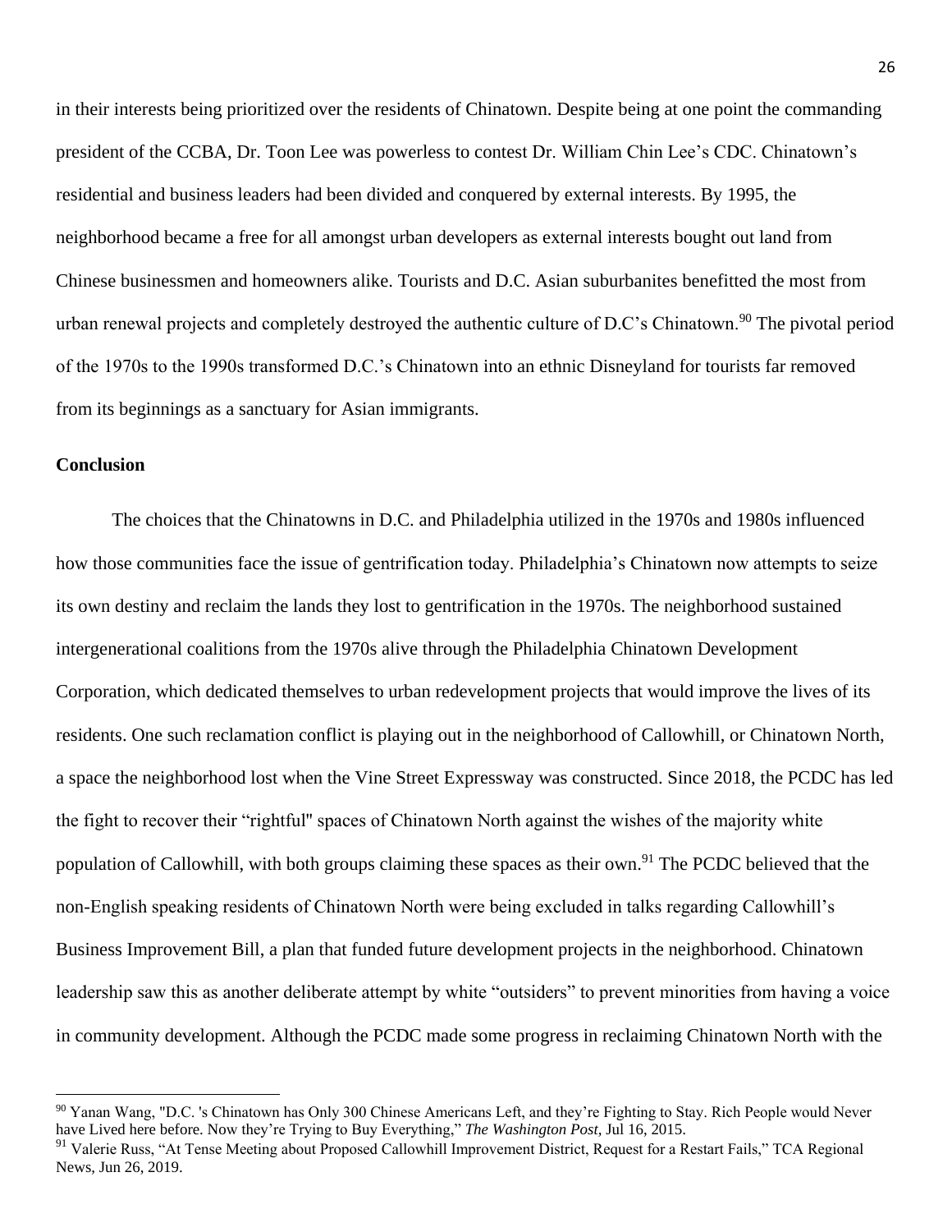in their interests being prioritized over the residents of Chinatown. Despite being at one point the commanding president of the CCBA, Dr. Toon Lee was powerless to contest Dr. William Chin Lee's CDC. Chinatown's residential and business leaders had been divided and conquered by external interests. By 1995, the neighborhood became a free for all amongst urban developers as external interests bought out land from Chinese businessmen and homeowners alike. Tourists and D.C. Asian suburbanites benefitted the most from urban renewal projects and completely destroyed the authentic culture of D.C's Chinatown.[90] The pivotal period of the 1970s to the 1990s transformed D.C.'s Chinatown into an ethnic Disneyland for tourists far removed from its beginnings as a sanctuary for Asian immigrants.

**Conclusion**

The choices that the Chinatowns in D.C. and Philadelphia utilized in the 1970s and 1980s influenced how those communities face the issue of gentrification today. Philadelphia's Chinatown now attempts to seize its own destiny and reclaim the lands they lost to gentrification in the 1970s. The neighborhood sustained intergenerational coalitions from the 1970s alive through the Philadelphia Chinatown Development Corporation, which dedicated themselves to urban redevelopment projects that would improve the lives of its residents. One such reclamation conflict is playing out in the neighborhood of Callowhill, or Chinatown North, a space the neighborhood lost when the Vine Street Expressway was constructed. Since 2018, the PCDC has led the fight to recover their "rightful" spaces of Chinatown North against the wishes of the majority white population of Callowhill, with both groups claiming these spaces as their own.[91] The PCDC believed that the non-English speaking residents of Chinatown North were being excluded in talks regarding Callowhill's Business Improvement Bill, a plan that funded future development projects in the neighborhood. Chinatown leadership saw this as another deliberate attempt by white "outsiders" to prevent minorities from having a voice in community development. Although the PCDC made some progress in reclaiming Chinatown North with the

---

[90] Yanan Wang, "D.C. 's Chinatown has Only 300 Chinese Americans Left, and they're Fighting to Stay. Rich People would Never have Lived here before. Now they're Trying to Buy Everything," *The Washington Post,* Jul 16, 2015.

[91] Valerie Russ, "At Tense Meeting about Proposed Callowhill Improvement District, Request for a Restart Fails," TCA Regional News, Jun 26, 2019.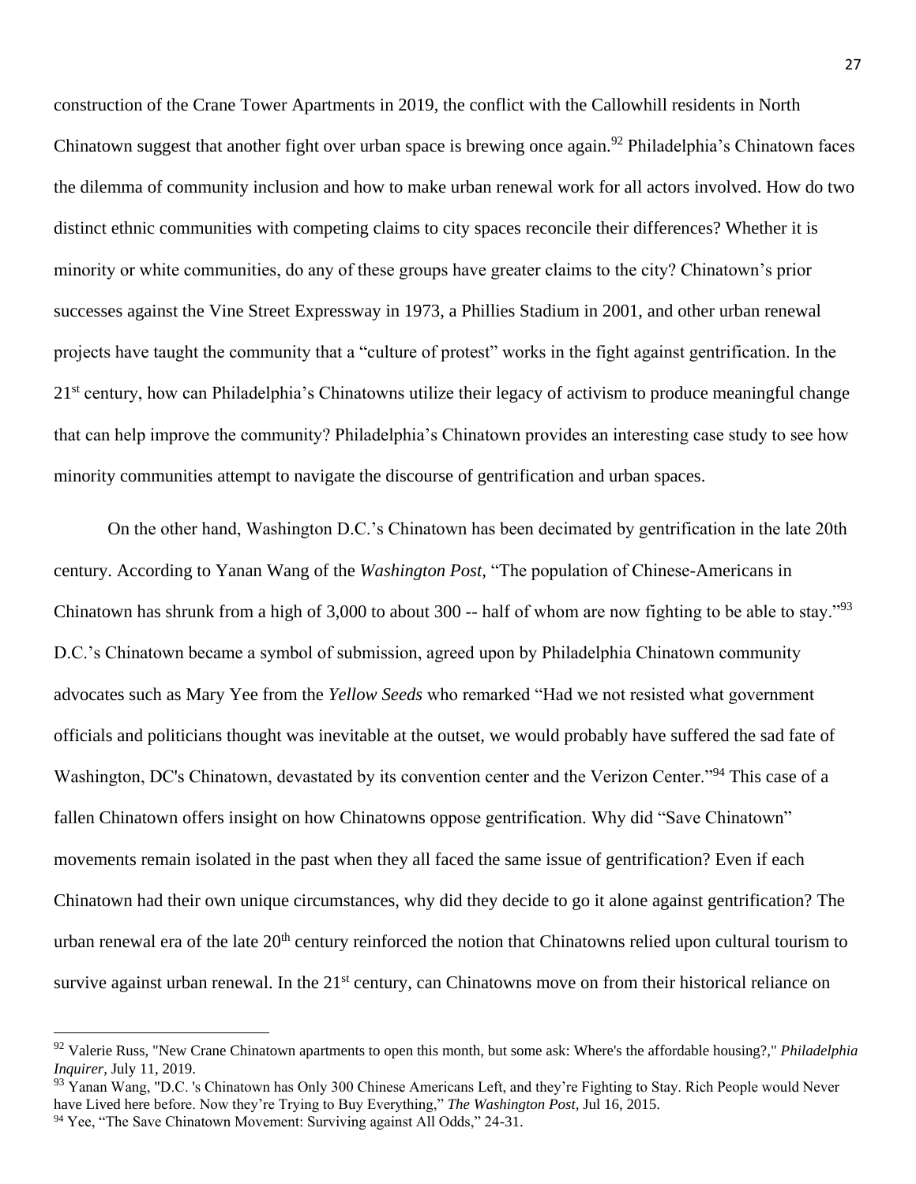construction of the Crane Tower Apartments in 2019, the conflict with the Callowhill residents in North Chinatown suggest that another fight over urban space is brewing once again.[92] Philadelphia's Chinatown faces the dilemma of community inclusion and how to make urban renewal work for all actors involved. How do two distinct ethnic communities with competing claims to city spaces reconcile their differences? Whether it is minority or white communities, do any of these groups have greater claims to the city? Chinatown's prior successes against the Vine Street Expressway in 1973, a Phillies Stadium in 2001, and other urban renewal projects have taught the community that a "culture of protest" works in the fight against gentrification. In the 21st century, how can Philadelphia's Chinatowns utilize their legacy of activism to produce meaningful change that can help improve the community? Philadelphia's Chinatown provides an interesting case study to see how minority communities attempt to navigate the discourse of gentrification and urban spaces.

On the other hand, Washington D.C.'s Chinatown has been decimated by gentrification in the late 20th century. According to Yanan Wang of the *Washington Post,* "The population of Chinese-Americans in Chinatown has shrunk from a high of 3,000 to about 300 -- half of whom are now fighting to be able to stay."[93] D.C.'s Chinatown became a symbol of submission, agreed upon by Philadelphia Chinatown community advocates such as Mary Yee from the *Yellow Seeds* who remarked "Had we not resisted what government officials and politicians thought was inevitable at the outset, we would probably have suffered the sad fate of Washington, DC's Chinatown, devastated by its convention center and the Verizon Center."[94] This case of a fallen Chinatown offers insight on how Chinatowns oppose gentrification. Why did "Save Chinatown" movements remain isolated in the past when they all faced the same issue of gentrification? Even if each Chinatown had their own unique circumstances, why did they decide to go it alone against gentrification? The urban renewal era of the late 20th century reinforced the notion that Chinatowns relied upon cultural tourism to survive against urban renewal. In the 21st century, can Chinatowns move on from their historical reliance on

---

[92] Valerie Russ, "New Crane Chinatown apartments to open this month, but some ask: Where's the affordable housing?," *Philadelphia Inquirer,* July 11, 2019.

[93] Yanan Wang, "D.C. 's Chinatown has Only 300 Chinese Americans Left, and they're Fighting to Stay. Rich People would Never have Lived here before. Now they're Trying to Buy Everything," *The Washington Post,* Jul 16, 2015.

[94] Yee, "The Save Chinatown Movement: Surviving against All Odds," 24-31.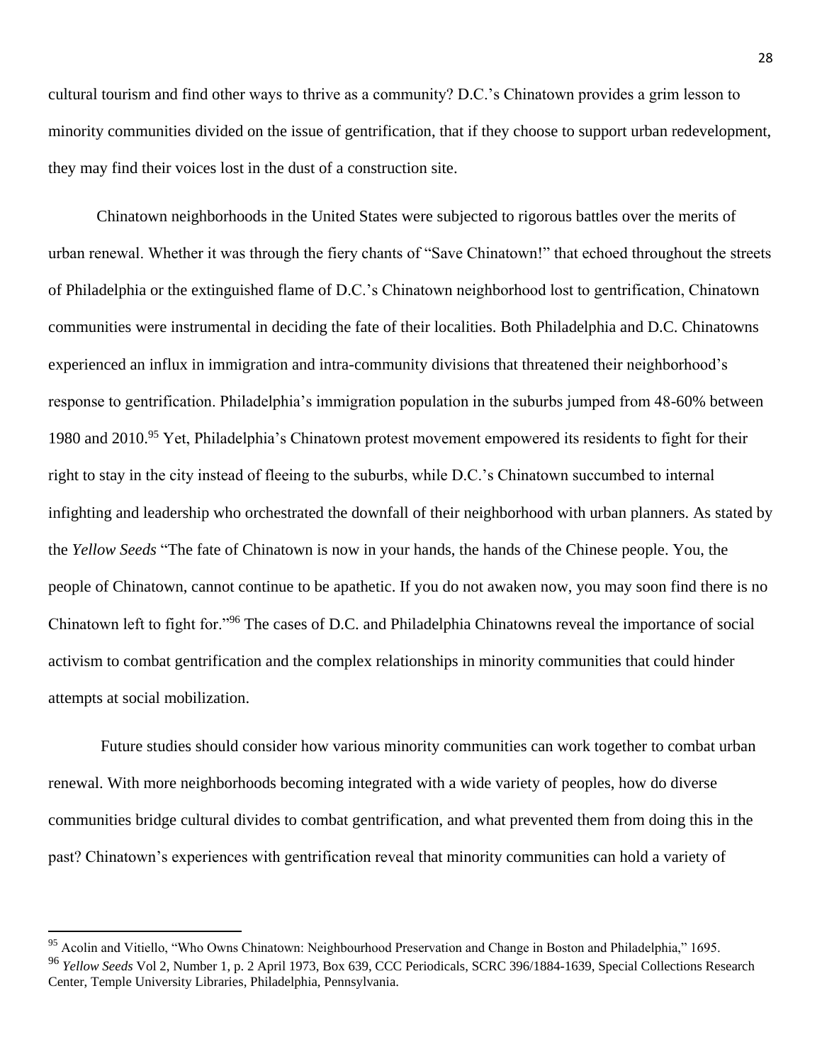cultural tourism and find other ways to thrive as a community? D.C.'s Chinatown provides a grim lesson to minority communities divided on the issue of gentrification, that if they choose to support urban redevelopment, they may find their voices lost in the dust of a construction site.

Chinatown neighborhoods in the United States were subjected to rigorous battles over the merits of urban renewal. Whether it was through the fiery chants of "Save Chinatown!" that echoed throughout the streets of Philadelphia or the extinguished flame of D.C.'s Chinatown neighborhood lost to gentrification, Chinatown communities were instrumental in deciding the fate of their localities. Both Philadelphia and D.C. Chinatowns experienced an influx in immigration and intra-community divisions that threatened their neighborhood's response to gentrification. Philadelphia's immigration population in the suburbs jumped from 48-60% between 1980 and 2010.[95] Yet, Philadelphia's Chinatown protest movement empowered its residents to fight for their right to stay in the city instead of fleeing to the suburbs, while D.C.'s Chinatown succumbed to internal infighting and leadership who orchestrated the downfall of their neighborhood with urban planners. As stated by the *Yellow Seeds* "The fate of Chinatown is now in your hands, the hands of the Chinese people. You, the people of Chinatown, cannot continue to be apathetic. If you do not awaken now, you may soon find there is no Chinatown left to fight for."[96] The cases of D.C. and Philadelphia Chinatowns reveal the importance of social activism to combat gentrification and the complex relationships in minority communities that could hinder attempts at social mobilization.

Future studies should consider how various minority communities can work together to combat urban renewal. With more neighborhoods becoming integrated with a wide variety of peoples, how do diverse communities bridge cultural divides to combat gentrification, and what prevented them from doing this in the past? Chinatown's experiences with gentrification reveal that minority communities can hold a variety of

---

[95] Acolin and Vitiello, "Who Owns Chinatown: Neighbourhood Preservation and Change in Boston and Philadelphia," 1695.

[96] *Yellow Seeds* Vol 2, Number 1, p. 2 April 1973, Box 639, CCC Periodicals, SCRC 396/1884-1639, Special Collections Research Center, Temple University Libraries, Philadelphia, Pennsylvania.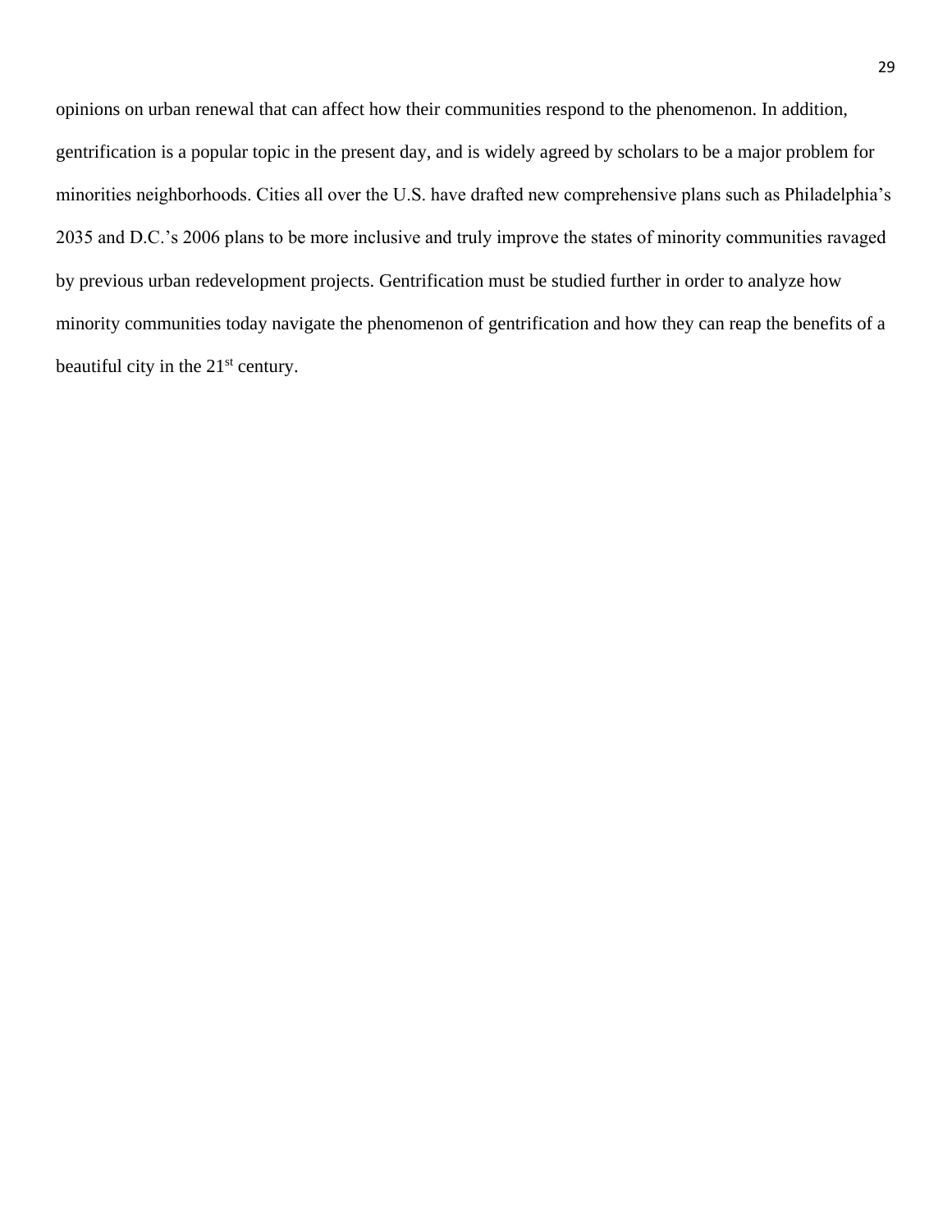opinions on urban renewal that can affect how their communities respond to the phenomenon. In addition, gentrification is a popular topic in the present day, and is widely agreed by scholars to be a major problem for minorities neighborhoods. Cities all over the U.S. have drafted new comprehensive plans such as Philadelphia's 2035 and D.C.'s 2006 plans to be more inclusive and truly improve the states of minority communities ravaged by previous urban redevelopment projects. Gentrification must be studied further in order to analyze how minority communities today navigate the phenomenon of gentrification and how they can reap the benefits of a beautiful city in the 21st century.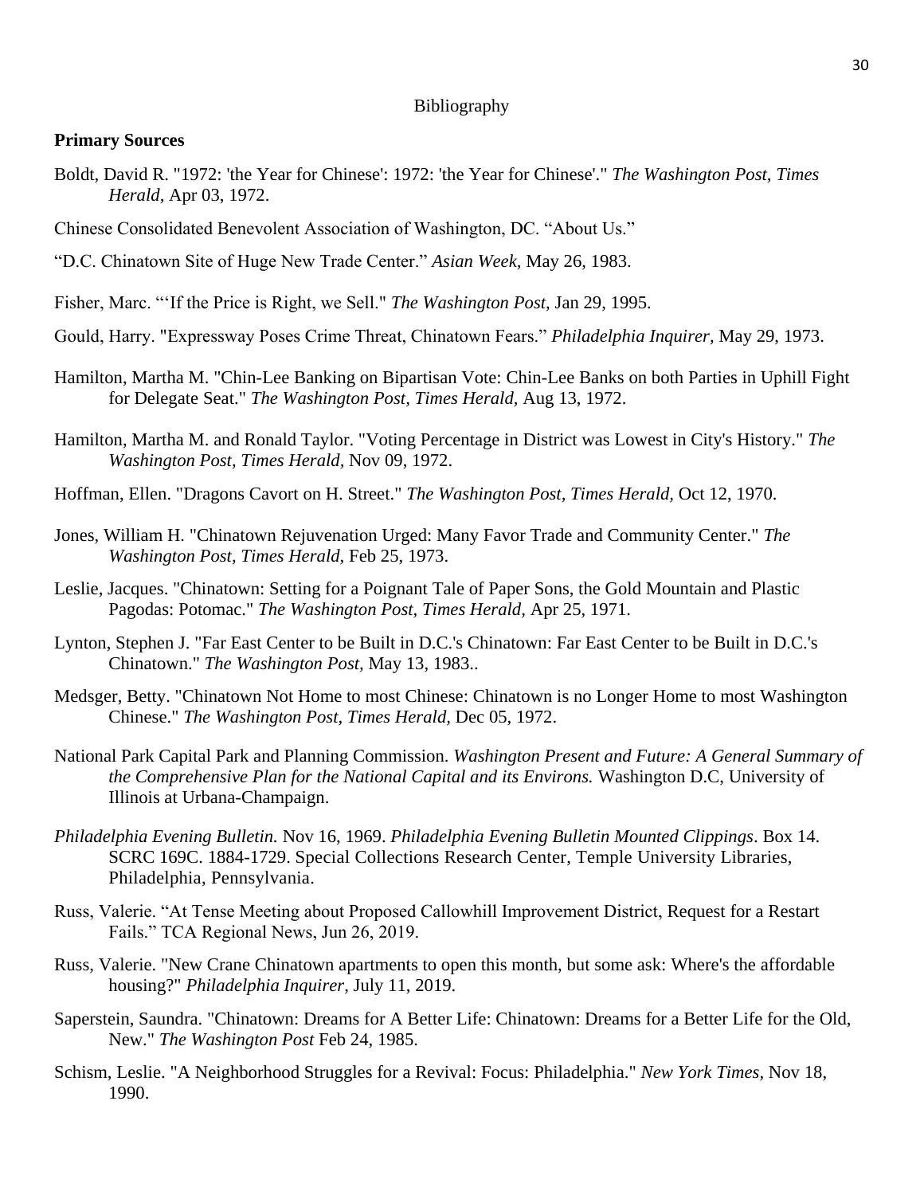Bibliography

**Primary Sources**

Boldt, David R. "1972: 'the Year for Chinese': 1972: 'the Year for Chinese'." *The Washington Post, Times Herald,* Apr 03, 1972.

Chinese Consolidated Benevolent Association of Washington, DC. "About Us."

"D.C. Chinatown Site of Huge New Trade Center." *Asian Week,* May 26, 1983.

Fisher, Marc. "'If the Price is Right, we Sell." *The Washington Post,* Jan 29, 1995.

Gould, Harry. "Expressway Poses Crime Threat, Chinatown Fears." *Philadelphia Inquirer,* May 29, 1973.

Hamilton, Martha M. "Chin-Lee Banking on Bipartisan Vote: Chin-Lee Banks on both Parties in Uphill Fight for Delegate Seat." *The Washington Post, Times Herald,* Aug 13, 1972.

Hamilton, Martha M. and Ronald Taylor. "Voting Percentage in District was Lowest in City's History." *The Washington Post, Times Herald,* Nov 09, 1972.

Hoffman, Ellen. "Dragons Cavort on H. Street." *The Washington Post, Times Herald,* Oct 12, 1970.

Jones, William H. "Chinatown Rejuvenation Urged: Many Favor Trade and Community Center." *The Washington Post, Times Herald,* Feb 25, 1973.

Leslie, Jacques. "Chinatown: Setting for a Poignant Tale of Paper Sons, the Gold Mountain and Plastic Pagodas: Potomac." *The Washington Post, Times Herald,* Apr 25, 1971.

Lynton, Stephen J. "Far East Center to be Built in D.C.'s Chinatown: Far East Center to be Built in D.C.'s Chinatown." *The Washington Post,* May 13, 1983..

Medsger, Betty. "Chinatown Not Home to most Chinese: Chinatown is no Longer Home to most Washington Chinese." *The Washington Post, Times Herald,* Dec 05, 1972.

National Park Capital Park and Planning Commission. *Washington Present and Future: A General Summary of the Comprehensive Plan for the National Capital and its Environs.* Washington D.C, University of Illinois at Urbana-Champaign.

*Philadelphia Evening Bulletin.* Nov 16, 1969. *Philadelphia Evening Bulletin Mounted Clippings*. Box 14. SCRC 169C. 1884-1729. Special Collections Research Center, Temple University Libraries, Philadelphia, Pennsylvania.

Russ, Valerie. "At Tense Meeting about Proposed Callowhill Improvement District, Request for a Restart Fails." TCA Regional News, Jun 26, 2019.

Russ, Valerie. "New Crane Chinatown apartments to open this month, but some ask: Where's the affordable housing?" *Philadelphia Inquirer*, July 11, 2019.

Saperstein, Saundra. "Chinatown: Dreams for A Better Life: Chinatown: Dreams for a Better Life for the Old, New." *The Washington Post* Feb 24, 1985.

Schism, Leslie. "A Neighborhood Struggles for a Revival: Focus: Philadelphia." *New York Times*, Nov 18, 1990.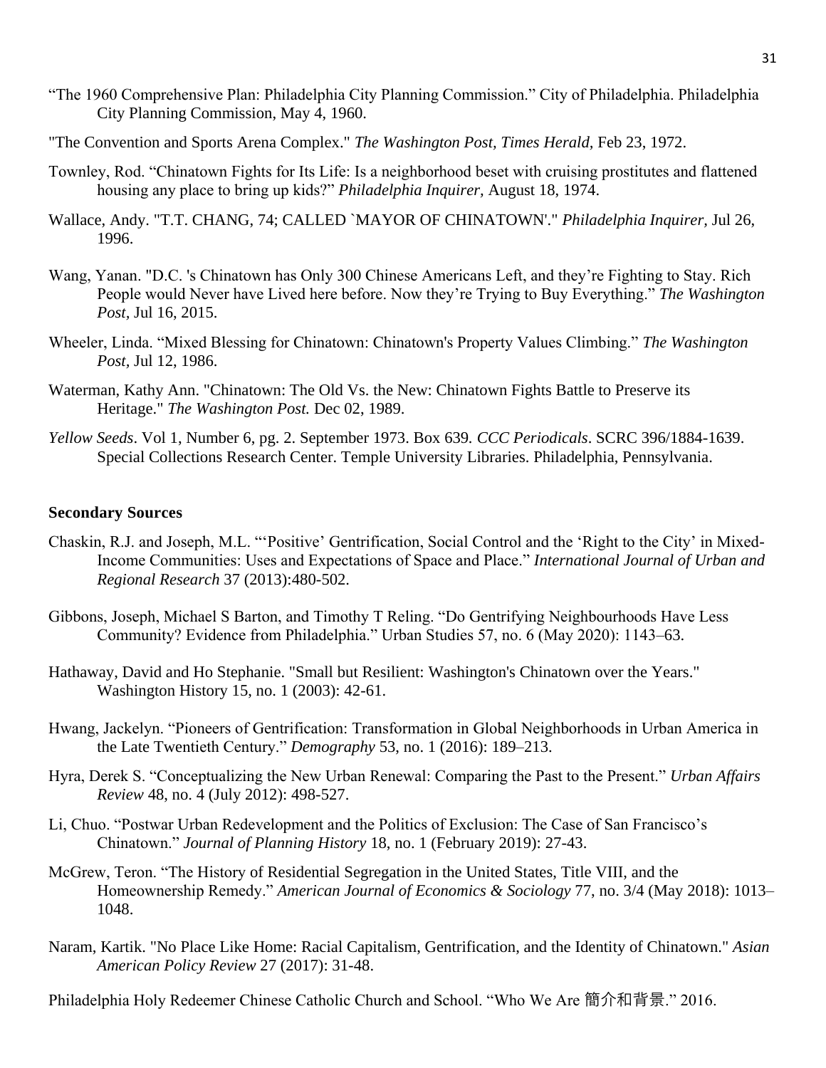"The 1960 Comprehensive Plan: Philadelphia City Planning Commission." City of Philadelphia. Philadelphia City Planning Commission, May 4, 1960.

"The Convention and Sports Arena Complex." *The Washington Post, Times Herald,* Feb 23, 1972.

Townley, Rod. "Chinatown Fights for Its Life: Is a neighborhood beset with cruising prostitutes and flattened housing any place to bring up kids?" *Philadelphia Inquirer,* August 18, 1974.

Wallace, Andy. "T.T. CHANG, 74; CALLED `MAYOR OF CHINATOWN'." *Philadelphia Inquirer,* Jul 26, 1996.

Wang, Yanan. "D.C. 's Chinatown has Only 300 Chinese Americans Left, and they're Fighting to Stay. Rich People would Never have Lived here before. Now they're Trying to Buy Everything." *The Washington Post,* Jul 16, 2015.

Wheeler, Linda. "Mixed Blessing for Chinatown: Chinatown's Property Values Climbing." *The Washington Post,* Jul 12, 1986.

Waterman, Kathy Ann. "Chinatown: The Old Vs. the New: Chinatown Fights Battle to Preserve its Heritage." *The Washington Post.* Dec 02, 1989.

*Yellow Seeds*. Vol 1, Number 6, pg. 2. September 1973. Box 639. *CCC Periodicals*. SCRC 396/1884-1639. Special Collections Research Center. Temple University Libraries. Philadelphia, Pennsylvania.

**Secondary Sources**

Chaskin, R.J. and Joseph, M.L. "'Positive' Gentrification, Social Control and the 'Right to the City' in Mixed-Income Communities: Uses and Expectations of Space and Place." *International Journal of Urban and Regional Research* 37 (2013):480-502.

Gibbons, Joseph, Michael S Barton, and Timothy T Reling. "Do Gentrifying Neighbourhoods Have Less Community? Evidence from Philadelphia." Urban Studies 57, no. 6 (May 2020): 1143–63.

Hathaway, David and Ho Stephanie. "Small but Resilient: Washington's Chinatown over the Years." Washington History 15, no. 1 (2003): 42-61.

Hwang, Jackelyn. "Pioneers of Gentrification: Transformation in Global Neighborhoods in Urban America in the Late Twentieth Century." *Demography* 53, no. 1 (2016): 189–213.

Hyra, Derek S. "Conceptualizing the New Urban Renewal: Comparing the Past to the Present." *Urban Affairs Review* 48, no. 4 (July 2012): 498-527.

Li, Chuo. "Postwar Urban Redevelopment and the Politics of Exclusion: The Case of San Francisco's Chinatown." *Journal of Planning History* 18, no. 1 (February 2019): 27-43.

McGrew, Teron. "The History of Residential Segregation in the United States, Title VIII, and the Homeownership Remedy." *American Journal of Economics & Sociology* 77, no. 3/4 (May 2018): 1013–1048.

Naram, Kartik. "No Place Like Home: Racial Capitalism, Gentrification, and the Identity of Chinatown." *Asian American Policy Review* 27 (2017): 31-48.

Philadelphia Holy Redeemer Chinese Catholic Church and School. "Who We Are 簡介和背景." 2016.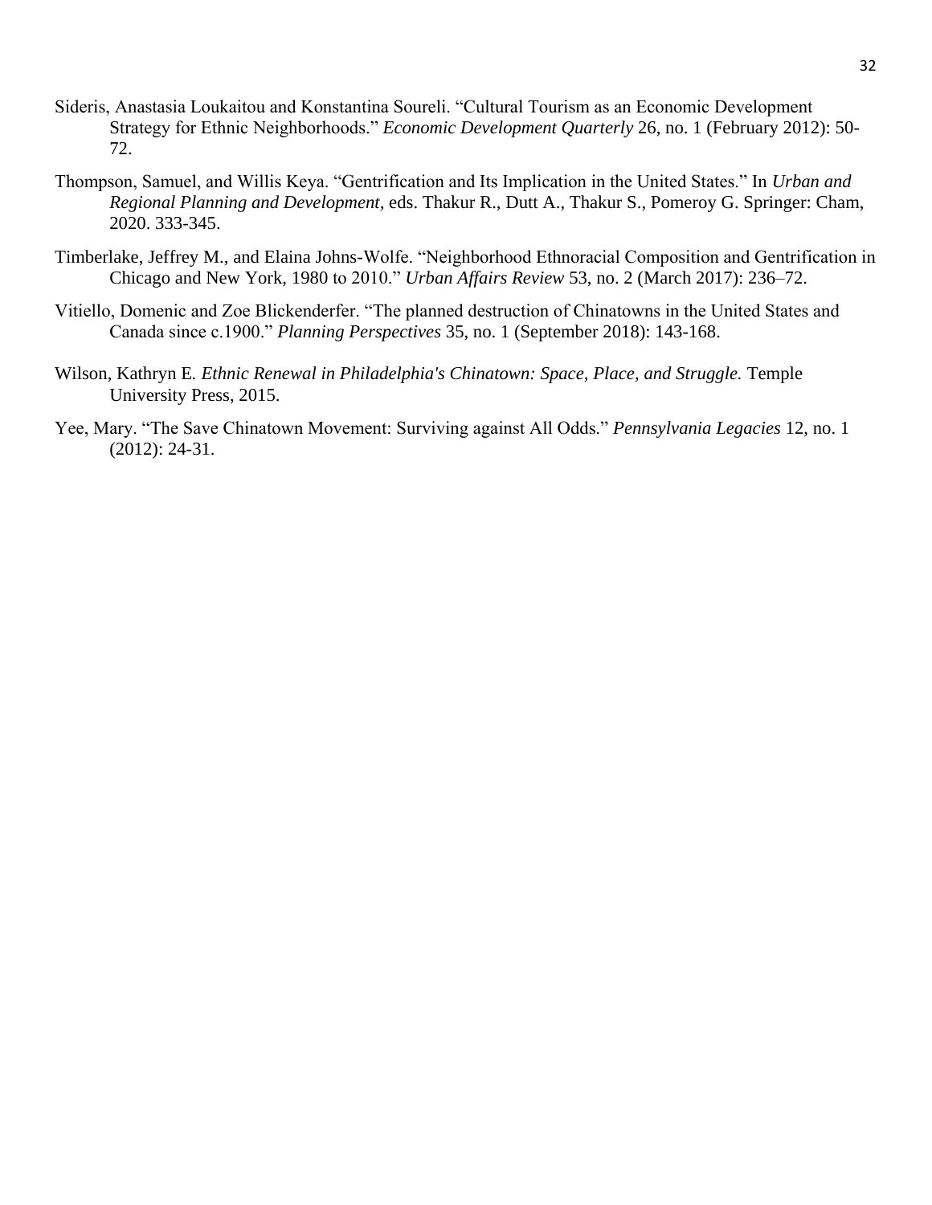Sideris, Anastasia Loukaitou and Konstantina Soureli. "Cultural Tourism as an Economic Development Strategy for Ethnic Neighborhoods." *Economic Development Quarterly* 26, no. 1 (February 2012): 50-72.

Thompson, Samuel, and Willis Keya. "Gentrification and Its Implication in the United States." In *Urban and Regional Planning and Development,* eds. Thakur R., Dutt A., Thakur S., Pomeroy G. Springer: Cham, 2020. 333-345.

Timberlake, Jeffrey M., and Elaina Johns-Wolfe. "Neighborhood Ethnoracial Composition and Gentrification in Chicago and New York, 1980 to 2010." *Urban Affairs Review* 53, no. 2 (March 2017): 236–72.

Vitiello, Domenic and Zoe Blickenderfer. "The planned destruction of Chinatowns in the United States and Canada since c.1900." *Planning Perspectives* 35, no. 1 (September 2018): 143-168.

Wilson, Kathryn E. *Ethnic Renewal in Philadelphia's Chinatown: Space, Place, and Struggle.* Temple University Press, 2015.

Yee, Mary. "The Save Chinatown Movement: Surviving against All Odds." *Pennsylvania Legacies* 12, no. 1 (2012): 24-31.